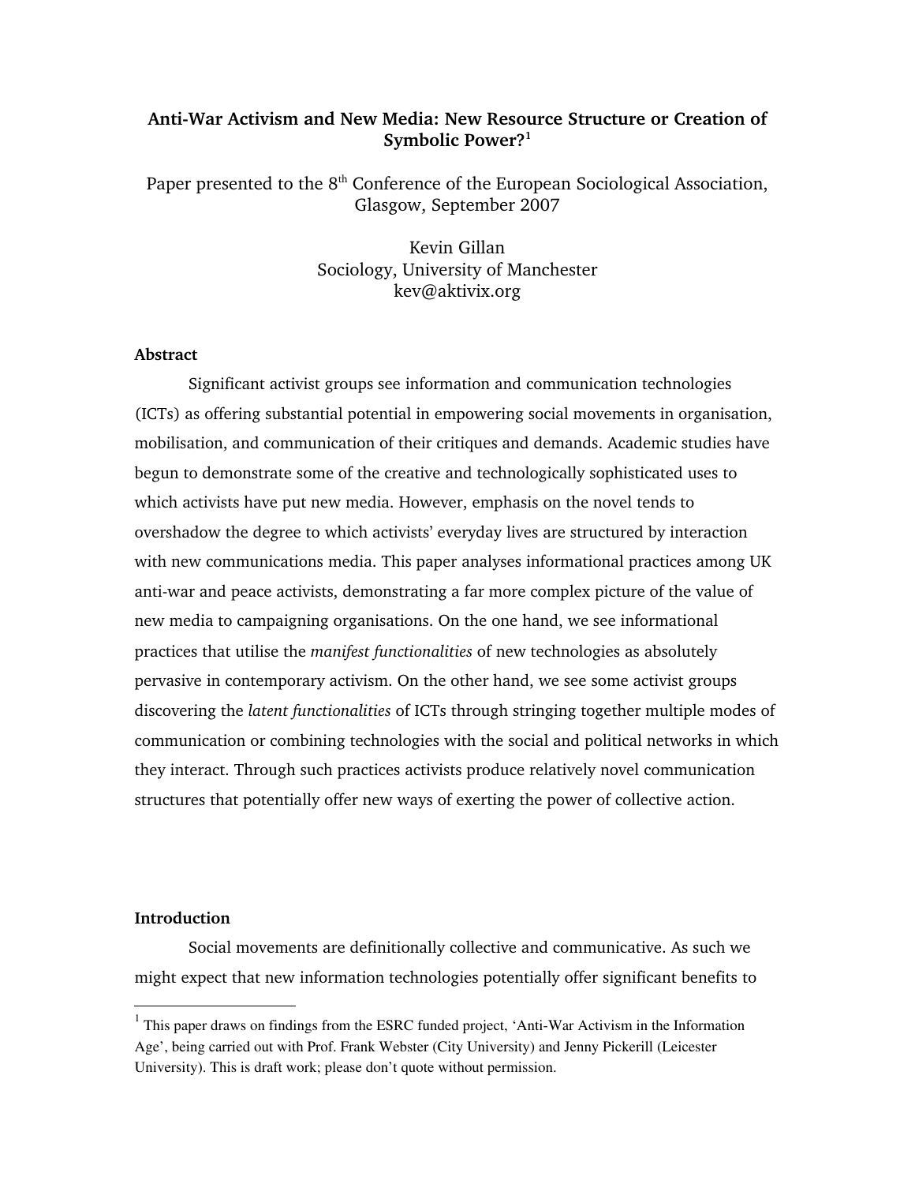# Anti-War Activism and New Media: New Resource Structure or Creation of Symbolic Power?[1]

Paper presented to the 8th Conference of the European Sociological Association, Glasgow, September 2007

Kevin Gillan
Sociology, University of Manchester
kev@aktivix.org

## Abstract

Significant activist groups see information and communication technologies (ICTs) as offering substantial potential in empowering social movements in organisation, mobilisation, and communication of their critiques and demands. Academic studies have begun to demonstrate some of the creative and technologically sophisticated uses to which activists have put new media. However, emphasis on the novel tends to overshadow the degree to which activists' everyday lives are structured by interaction with new communications media. This paper analyses informational practices among UK anti-war and peace activists, demonstrating a far more complex picture of the value of new media to campaigning organisations. On the one hand, we see informational practices that utilise the *manifest functionalities* of new technologies as absolutely pervasive in contemporary activism. On the other hand, we see some activist groups discovering the *latent functionalities* of ICTs through stringing together multiple modes of communication or combining technologies with the social and political networks in which they interact. Through such practices activists produce relatively novel communication structures that potentially offer new ways of exerting the power of collective action.

## Introduction

Social movements are definitionally collective and communicative. As such we might expect that new information technologies potentially offer significant benefits to

[1] This paper draws on findings from the ESRC funded project, 'Anti-War Activism in the Information Age', being carried out with Prof. Frank Webster (City University) and Jenny Pickerill (Leicester University). This is draft work; please don't quote without permission.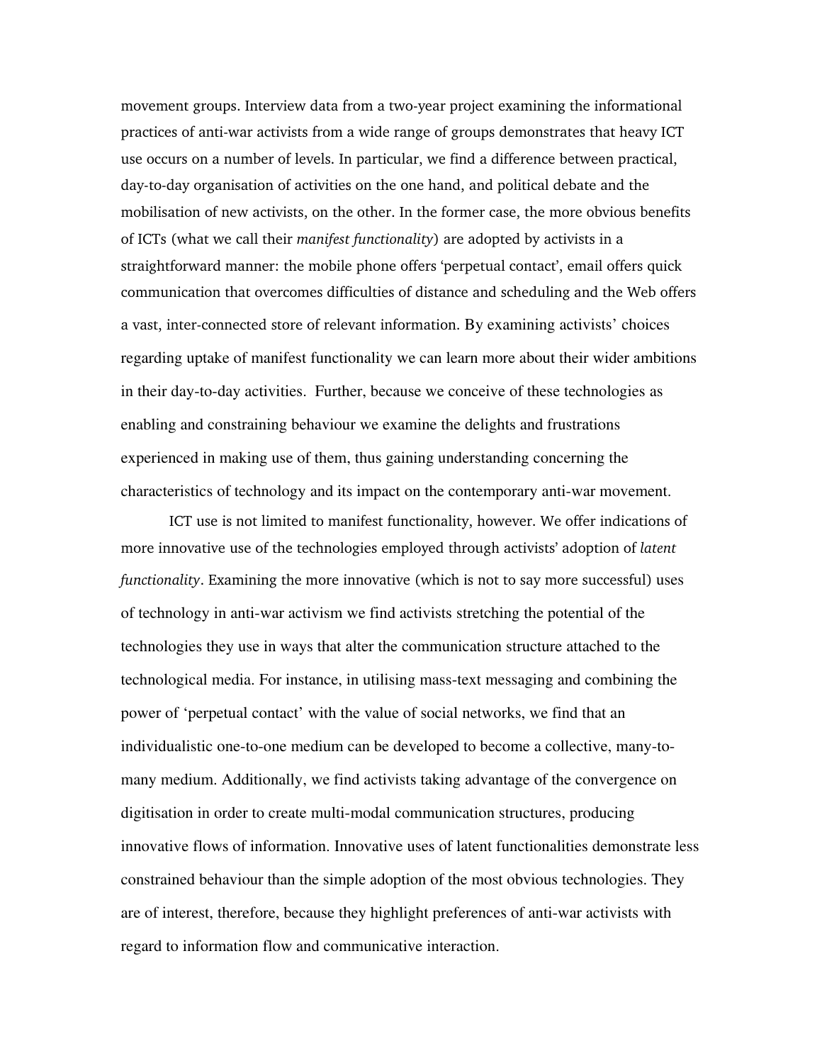movement groups. Interview data from a two-year project examining the informational practices of anti-war activists from a wide range of groups demonstrates that heavy ICT use occurs on a number of levels. In particular, we find a difference between practical, day-to-day organisation of activities on the one hand, and political debate and the mobilisation of new activists, on the other. In the former case, the more obvious benefits of ICTs (what we call their *manifest functionality*) are adopted by activists in a straightforward manner: the mobile phone offers 'perpetual contact', email offers quick communication that overcomes difficulties of distance and scheduling and the Web offers a vast, inter-connected store of relevant information. By examining activists' choices regarding uptake of manifest functionality we can learn more about their wider ambitions in their day-to-day activities. Further, because we conceive of these technologies as enabling and constraining behaviour we examine the delights and frustrations experienced in making use of them, thus gaining understanding concerning the characteristics of technology and its impact on the contemporary anti-war movement.

ICT use is not limited to manifest functionality, however. We offer indications of more innovative use of the technologies employed through activists' adoption of *latent functionality*. Examining the more innovative (which is not to say more successful) uses of technology in anti-war activism we find activists stretching the potential of the technologies they use in ways that alter the communication structure attached to the technological media. For instance, in utilising mass-text messaging and combining the power of 'perpetual contact' with the value of social networks, we find that an individualistic one-to-one medium can be developed to become a collective, many-to-many medium. Additionally, we find activists taking advantage of the convergence on digitisation in order to create multi-modal communication structures, producing innovative flows of information. Innovative uses of latent functionalities demonstrate less constrained behaviour than the simple adoption of the most obvious technologies. They are of interest, therefore, because they highlight preferences of anti-war activists with regard to information flow and communicative interaction.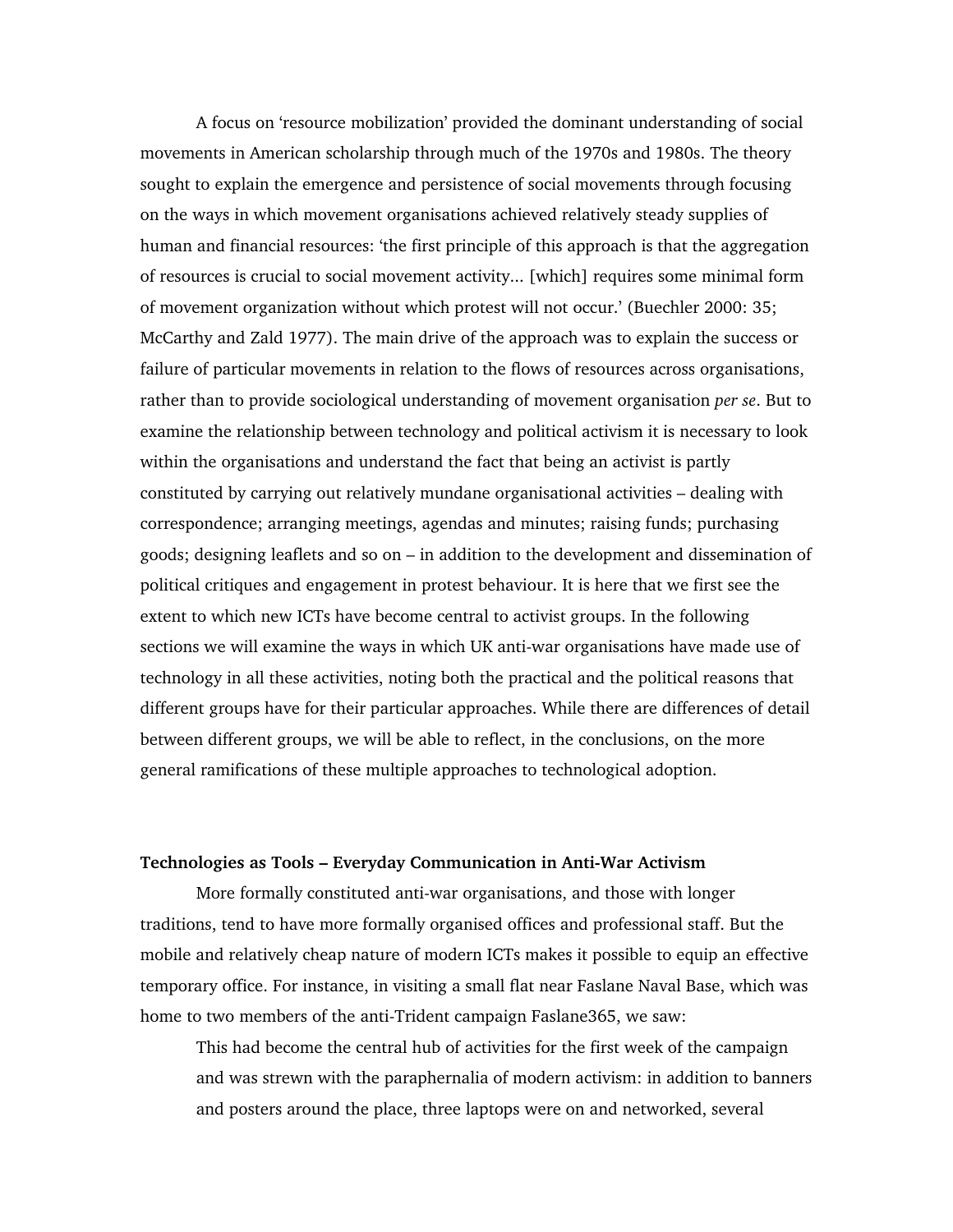A focus on 'resource mobilization' provided the dominant understanding of social movements in American scholarship through much of the 1970s and 1980s. The theory sought to explain the emergence and persistence of social movements through focusing on the ways in which movement organisations achieved relatively steady supplies of human and financial resources: 'the first principle of this approach is that the aggregation of resources is crucial to social movement activity... [which] requires some minimal form of movement organization without which protest will not occur.' (Buechler 2000: 35; McCarthy and Zald 1977). The main drive of the approach was to explain the success or failure of particular movements in relation to the flows of resources across organisations, rather than to provide sociological understanding of movement organisation *per se*. But to examine the relationship between technology and political activism it is necessary to look within the organisations and understand the fact that being an activist is partly constituted by carrying out relatively mundane organisational activities – dealing with correspondence; arranging meetings, agendas and minutes; raising funds; purchasing goods; designing leaflets and so on – in addition to the development and dissemination of political critiques and engagement in protest behaviour. It is here that we first see the extent to which new ICTs have become central to activist groups. In the following sections we will examine the ways in which UK anti-war organisations have made use of technology in all these activities, noting both the practical and the political reasons that different groups have for their particular approaches. While there are differences of detail between different groups, we will be able to reflect, in the conclusions, on the more general ramifications of these multiple approaches to technological adoption.

**Technologies as Tools – Everyday Communication in Anti-War Activism**

More formally constituted anti-war organisations, and those with longer traditions, tend to have more formally organised offices and professional staff. But the mobile and relatively cheap nature of modern ICTs makes it possible to equip an effective temporary office. For instance, in visiting a small flat near Faslane Naval Base, which was home to two members of the anti-Trident campaign Faslane365, we saw:

> This had become the central hub of activities for the first week of the campaign and was strewn with the paraphernalia of modern activism: in addition to banners and posters around the place, three laptops were on and networked, several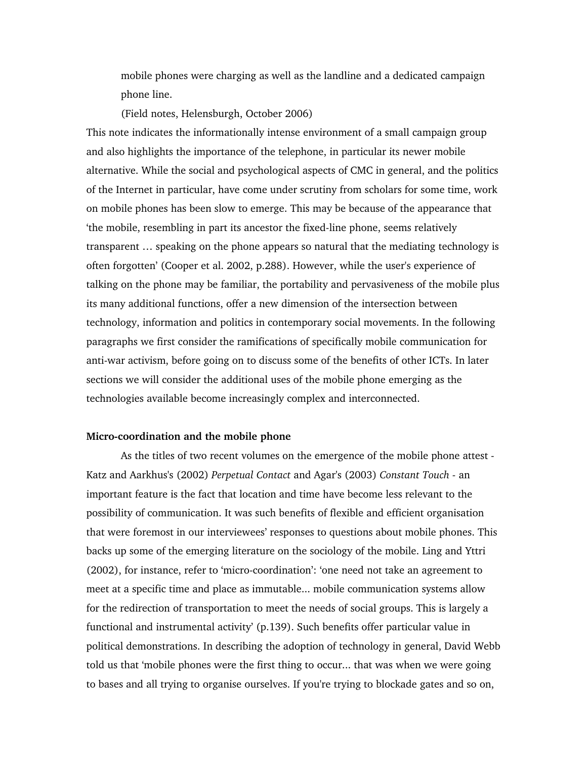mobile phones were charging as well as the landline and a dedicated campaign phone line.

(Field notes, Helensburgh, October 2006)

This note indicates the informationally intense environment of a small campaign group and also highlights the importance of the telephone, in particular its newer mobile alternative. While the social and psychological aspects of CMC in general, and the politics of the Internet in particular, have come under scrutiny from scholars for some time, work on mobile phones has been slow to emerge. This may be because of the appearance that 'the mobile, resembling in part its ancestor the fixed-line phone, seems relatively transparent … speaking on the phone appears so natural that the mediating technology is often forgotten' (Cooper et al. 2002, p.288). However, while the user's experience of talking on the phone may be familiar, the portability and pervasiveness of the mobile plus its many additional functions, offer a new dimension of the intersection between technology, information and politics in contemporary social movements. In the following paragraphs we first consider the ramifications of specifically mobile communication for anti-war activism, before going on to discuss some of the benefits of other ICTs. In later sections we will consider the additional uses of the mobile phone emerging as the technologies available become increasingly complex and interconnected.

**Micro-coordination and the mobile phone**

As the titles of two recent volumes on the emergence of the mobile phone attest - Katz and Aarkhus's (2002) *Perpetual Contact* and Agar's (2003) *Constant Touch* - an important feature is the fact that location and time have become less relevant to the possibility of communication. It was such benefits of flexible and efficient organisation that were foremost in our interviewees' responses to questions about mobile phones. This backs up some of the emerging literature on the sociology of the mobile. Ling and Yttri (2002), for instance, refer to 'micro-coordination': 'one need not take an agreement to meet at a specific time and place as immutable... mobile communication systems allow for the redirection of transportation to meet the needs of social groups. This is largely a functional and instrumental activity' (p.139). Such benefits offer particular value in political demonstrations. In describing the adoption of technology in general, David Webb told us that 'mobile phones were the first thing to occur... that was when we were going to bases and all trying to organise ourselves. If you're trying to blockade gates and so on,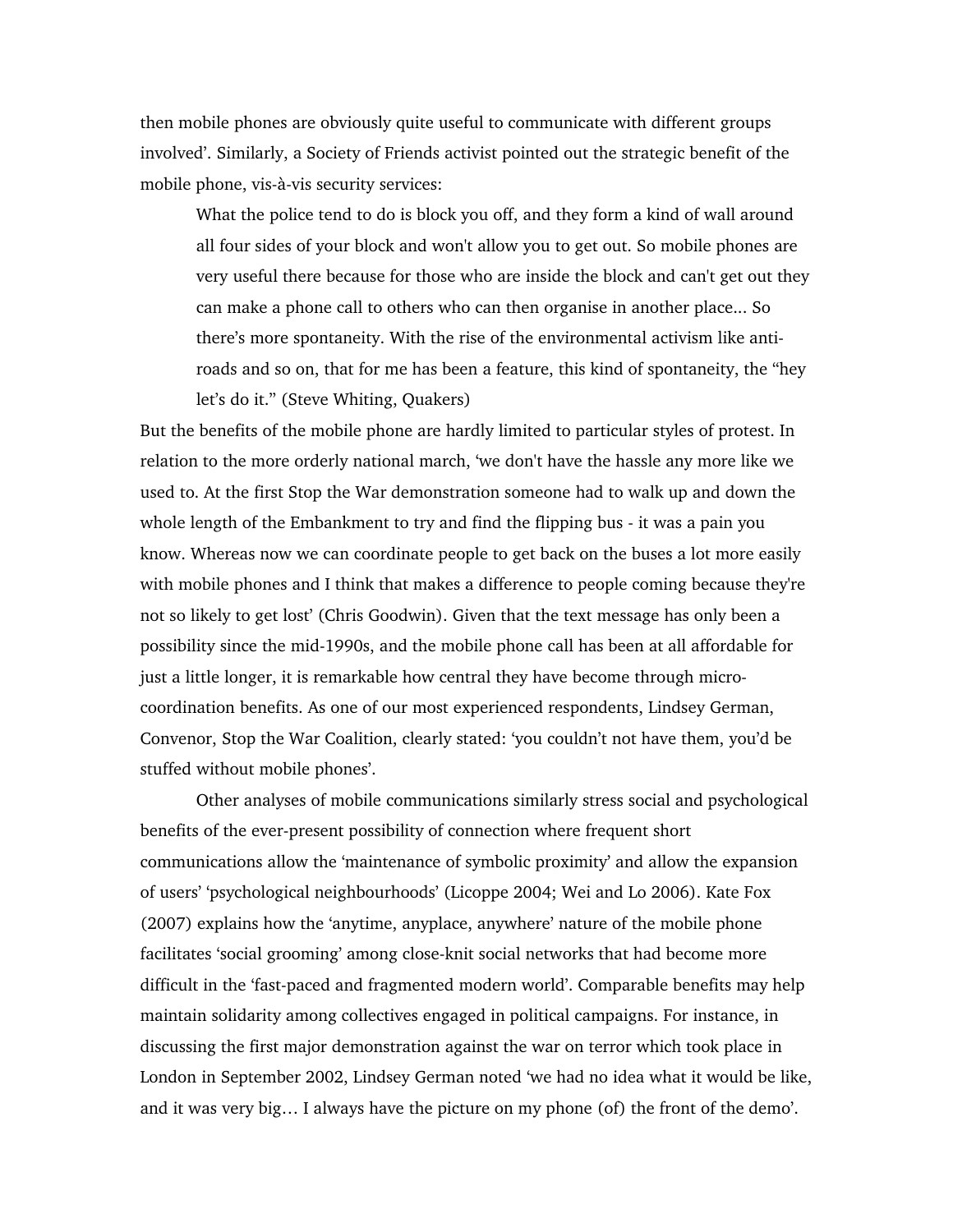then mobile phones are obviously quite useful to communicate with different groups involved'. Similarly, a Society of Friends activist pointed out the strategic benefit of the mobile phone, vis-à-vis security services:

> What the police tend to do is block you off, and they form a kind of wall around all four sides of your block and won't allow you to get out. So mobile phones are very useful there because for those who are inside the block and can't get out they can make a phone call to others who can then organise in another place... So there's more spontaneity. With the rise of the environmental activism like anti-roads and so on, that for me has been a feature, this kind of spontaneity, the "hey let's do it." (Steve Whiting, Quakers)

But the benefits of the mobile phone are hardly limited to particular styles of protest. In relation to the more orderly national march, 'we don't have the hassle any more like we used to. At the first Stop the War demonstration someone had to walk up and down the whole length of the Embankment to try and find the flipping bus - it was a pain you know. Whereas now we can coordinate people to get back on the buses a lot more easily with mobile phones and I think that makes a difference to people coming because they're not so likely to get lost' (Chris Goodwin). Given that the text message has only been a possibility since the mid-1990s, and the mobile phone call has been at all affordable for just a little longer, it is remarkable how central they have become through micro-coordination benefits. As one of our most experienced respondents, Lindsey German, Convenor, Stop the War Coalition, clearly stated: 'you couldn't not have them, you'd be stuffed without mobile phones'.

Other analyses of mobile communications similarly stress social and psychological benefits of the ever-present possibility of connection where frequent short communications allow the 'maintenance of symbolic proximity' and allow the expansion of users' 'psychological neighbourhoods' (Licoppe 2004; Wei and Lo 2006). Kate Fox (2007) explains how the 'anytime, anyplace, anywhere' nature of the mobile phone facilitates 'social grooming' among close-knit social networks that had become more difficult in the 'fast-paced and fragmented modern world'. Comparable benefits may help maintain solidarity among collectives engaged in political campaigns. For instance, in discussing the first major demonstration against the war on terror which took place in London in September 2002, Lindsey German noted 'we had no idea what it would be like, and it was very big… I always have the picture on my phone (of) the front of the demo'.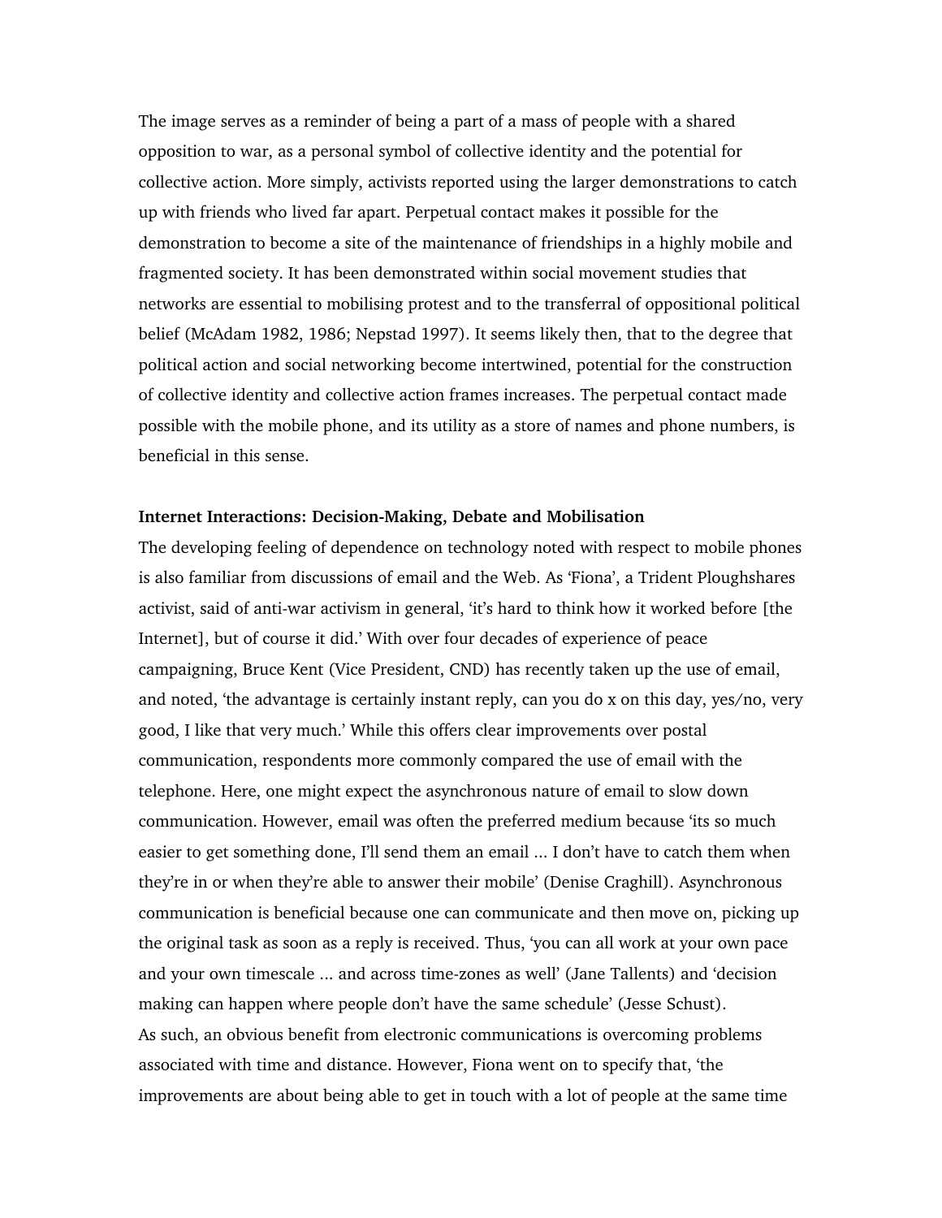The image serves as a reminder of being a part of a mass of people with a shared opposition to war, as a personal symbol of collective identity and the potential for collective action. More simply, activists reported using the larger demonstrations to catch up with friends who lived far apart. Perpetual contact makes it possible for the demonstration to become a site of the maintenance of friendships in a highly mobile and fragmented society. It has been demonstrated within social movement studies that networks are essential to mobilising protest and to the transferral of oppositional political belief (McAdam 1982, 1986; Nepstad 1997). It seems likely then, that to the degree that political action and social networking become intertwined, potential for the construction of collective identity and collective action frames increases. The perpetual contact made possible with the mobile phone, and its utility as a store of names and phone numbers, is beneficial in this sense.

**Internet Interactions: Decision-Making, Debate and Mobilisation**

The developing feeling of dependence on technology noted with respect to mobile phones is also familiar from discussions of email and the Web. As 'Fiona', a Trident Ploughshares activist, said of anti-war activism in general, 'it's hard to think how it worked before [the Internet], but of course it did.' With over four decades of experience of peace campaigning, Bruce Kent (Vice President, CND) has recently taken up the use of email, and noted, 'the advantage is certainly instant reply, can you do x on this day, yes/no, very good, I like that very much.' While this offers clear improvements over postal communication, respondents more commonly compared the use of email with the telephone. Here, one might expect the asynchronous nature of email to slow down communication. However, email was often the preferred medium because 'its so much easier to get something done, I'll send them an email ... I don't have to catch them when they're in or when they're able to answer their mobile' (Denise Craghill). Asynchronous communication is beneficial because one can communicate and then move on, picking up the original task as soon as a reply is received. Thus, 'you can all work at your own pace and your own timescale ... and across time-zones as well' (Jane Tallents) and 'decision making can happen where people don't have the same schedule' (Jesse Schust).

As such, an obvious benefit from electronic communications is overcoming problems associated with time and distance. However, Fiona went on to specify that, 'the improvements are about being able to get in touch with a lot of people at the same time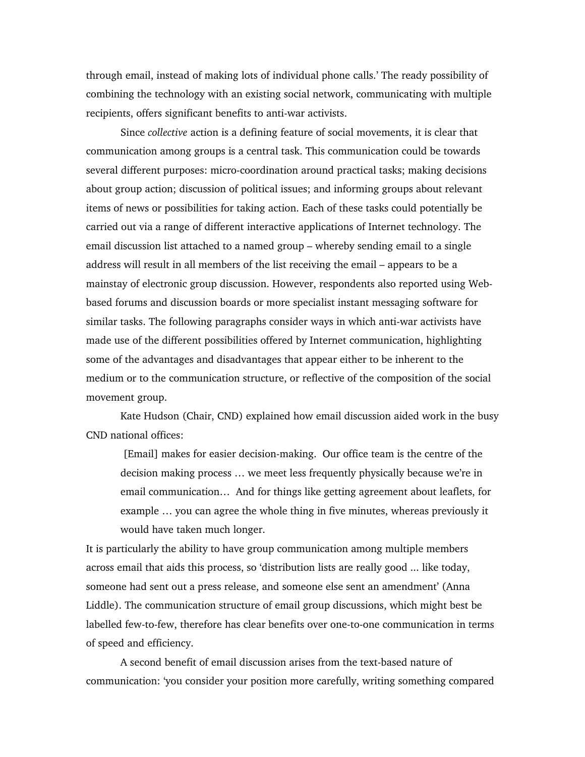through email, instead of making lots of individual phone calls.' The ready possibility of combining the technology with an existing social network, communicating with multiple recipients, offers significant benefits to anti-war activists.

Since *collective* action is a defining feature of social movements, it is clear that communication among groups is a central task. This communication could be towards several different purposes: micro-coordination around practical tasks; making decisions about group action; discussion of political issues; and informing groups about relevant items of news or possibilities for taking action. Each of these tasks could potentially be carried out via a range of different interactive applications of Internet technology. The email discussion list attached to a named group – whereby sending email to a single address will result in all members of the list receiving the email – appears to be a mainstay of electronic group discussion. However, respondents also reported using Web-based forums and discussion boards or more specialist instant messaging software for similar tasks. The following paragraphs consider ways in which anti-war activists have made use of the different possibilities offered by Internet communication, highlighting some of the advantages and disadvantages that appear either to be inherent to the medium or to the communication structure, or reflective of the composition of the social movement group.

Kate Hudson (Chair, CND) explained how email discussion aided work in the busy CND national offices:

> [Email] makes for easier decision-making. Our office team is the centre of the decision making process … we meet less frequently physically because we're in email communication… And for things like getting agreement about leaflets, for example … you can agree the whole thing in five minutes, whereas previously it would have taken much longer.

It is particularly the ability to have group communication among multiple members across email that aids this process, so 'distribution lists are really good ... like today, someone had sent out a press release, and someone else sent an amendment' (Anna Liddle). The communication structure of email group discussions, which might best be labelled few-to-few, therefore has clear benefits over one-to-one communication in terms of speed and efficiency.

A second benefit of email discussion arises from the text-based nature of communication: 'you consider your position more carefully, writing something compared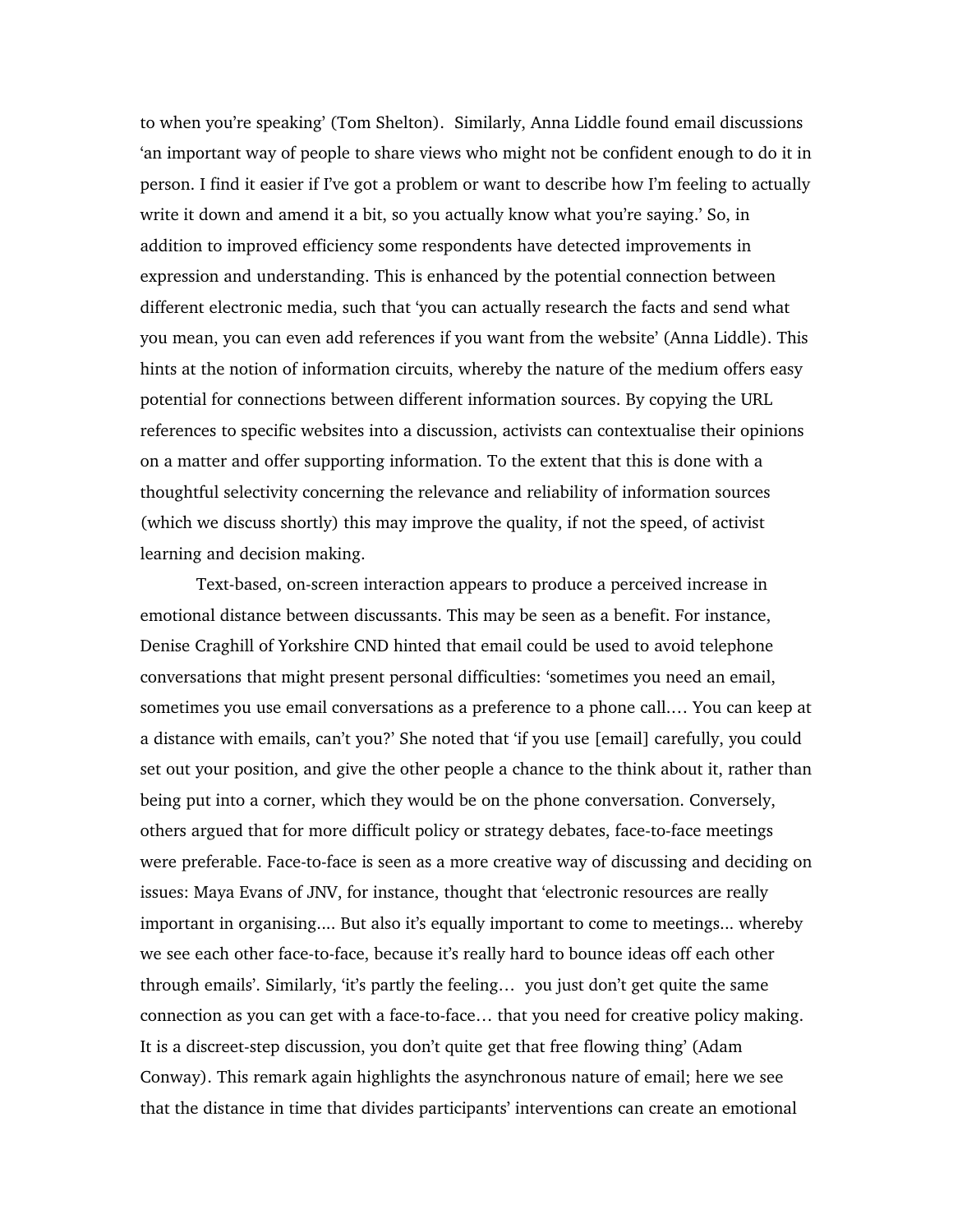to when you're speaking' (Tom Shelton). Similarly, Anna Liddle found email discussions 'an important way of people to share views who might not be confident enough to do it in person. I find it easier if I've got a problem or want to describe how I'm feeling to actually write it down and amend it a bit, so you actually know what you're saying.' So, in addition to improved efficiency some respondents have detected improvements in expression and understanding. This is enhanced by the potential connection between different electronic media, such that 'you can actually research the facts and send what you mean, you can even add references if you want from the website' (Anna Liddle). This hints at the notion of information circuits, whereby the nature of the medium offers easy potential for connections between different information sources. By copying the URL references to specific websites into a discussion, activists can contextualise their opinions on a matter and offer supporting information. To the extent that this is done with a thoughtful selectivity concerning the relevance and reliability of information sources (which we discuss shortly) this may improve the quality, if not the speed, of activist learning and decision making.

Text-based, on-screen interaction appears to produce a perceived increase in emotional distance between discussants. This may be seen as a benefit. For instance, Denise Craghill of Yorkshire CND hinted that email could be used to avoid telephone conversations that might present personal difficulties: 'sometimes you need an email, sometimes you use email conversations as a preference to a phone call.… You can keep at a distance with emails, can't you?' She noted that 'if you use [email] carefully, you could set out your position, and give the other people a chance to the think about it, rather than being put into a corner, which they would be on the phone conversation. Conversely, others argued that for more difficult policy or strategy debates, face-to-face meetings were preferable. Face-to-face is seen as a more creative way of discussing and deciding on issues: Maya Evans of JNV, for instance, thought that 'electronic resources are really important in organising.... But also it's equally important to come to meetings... whereby we see each other face-to-face, because it's really hard to bounce ideas off each other through emails'. Similarly, 'it's partly the feeling… you just don't get quite the same connection as you can get with a face-to-face… that you need for creative policy making. It is a discreet-step discussion, you don't quite get that free flowing thing' (Adam Conway). This remark again highlights the asynchronous nature of email; here we see that the distance in time that divides participants' interventions can create an emotional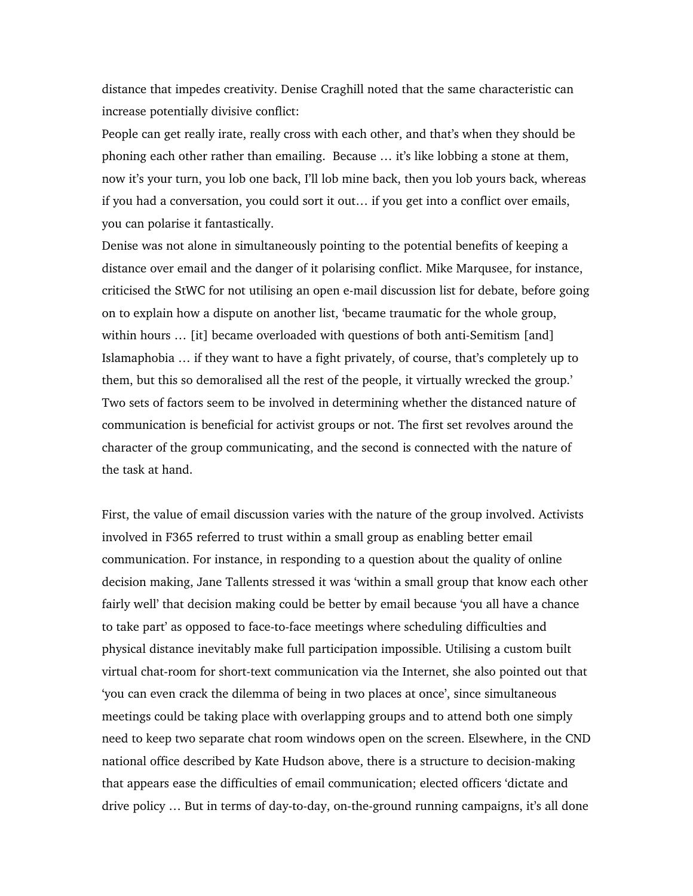distance that impedes creativity. Denise Craghill noted that the same characteristic can increase potentially divisive conflict:

People can get really irate, really cross with each other, and that's when they should be phoning each other rather than emailing. Because … it's like lobbing a stone at them, now it's your turn, you lob one back, I'll lob mine back, then you lob yours back, whereas if you had a conversation, you could sort it out… if you get into a conflict over emails, you can polarise it fantastically.

Denise was not alone in simultaneously pointing to the potential benefits of keeping a distance over email and the danger of it polarising conflict. Mike Marqusee, for instance, criticised the StWC for not utilising an open e-mail discussion list for debate, before going on to explain how a dispute on another list, 'became traumatic for the whole group, within hours … [it] became overloaded with questions of both anti-Semitism [and] Islamaphobia … if they want to have a fight privately, of course, that's completely up to them, but this so demoralised all the rest of the people, it virtually wrecked the group.' Two sets of factors seem to be involved in determining whether the distanced nature of communication is beneficial for activist groups or not. The first set revolves around the character of the group communicating, and the second is connected with the nature of the task at hand.

First, the value of email discussion varies with the nature of the group involved. Activists involved in F365 referred to trust within a small group as enabling better email communication. For instance, in responding to a question about the quality of online decision making, Jane Tallents stressed it was 'within a small group that know each other fairly well' that decision making could be better by email because 'you all have a chance to take part' as opposed to face-to-face meetings where scheduling difficulties and physical distance inevitably make full participation impossible. Utilising a custom built virtual chat-room for short-text communication via the Internet, she also pointed out that 'you can even crack the dilemma of being in two places at once', since simultaneous meetings could be taking place with overlapping groups and to attend both one simply need to keep two separate chat room windows open on the screen. Elsewhere, in the CND national office described by Kate Hudson above, there is a structure to decision-making that appears ease the difficulties of email communication; elected officers 'dictate and drive policy … But in terms of day-to-day, on-the-ground running campaigns, it's all done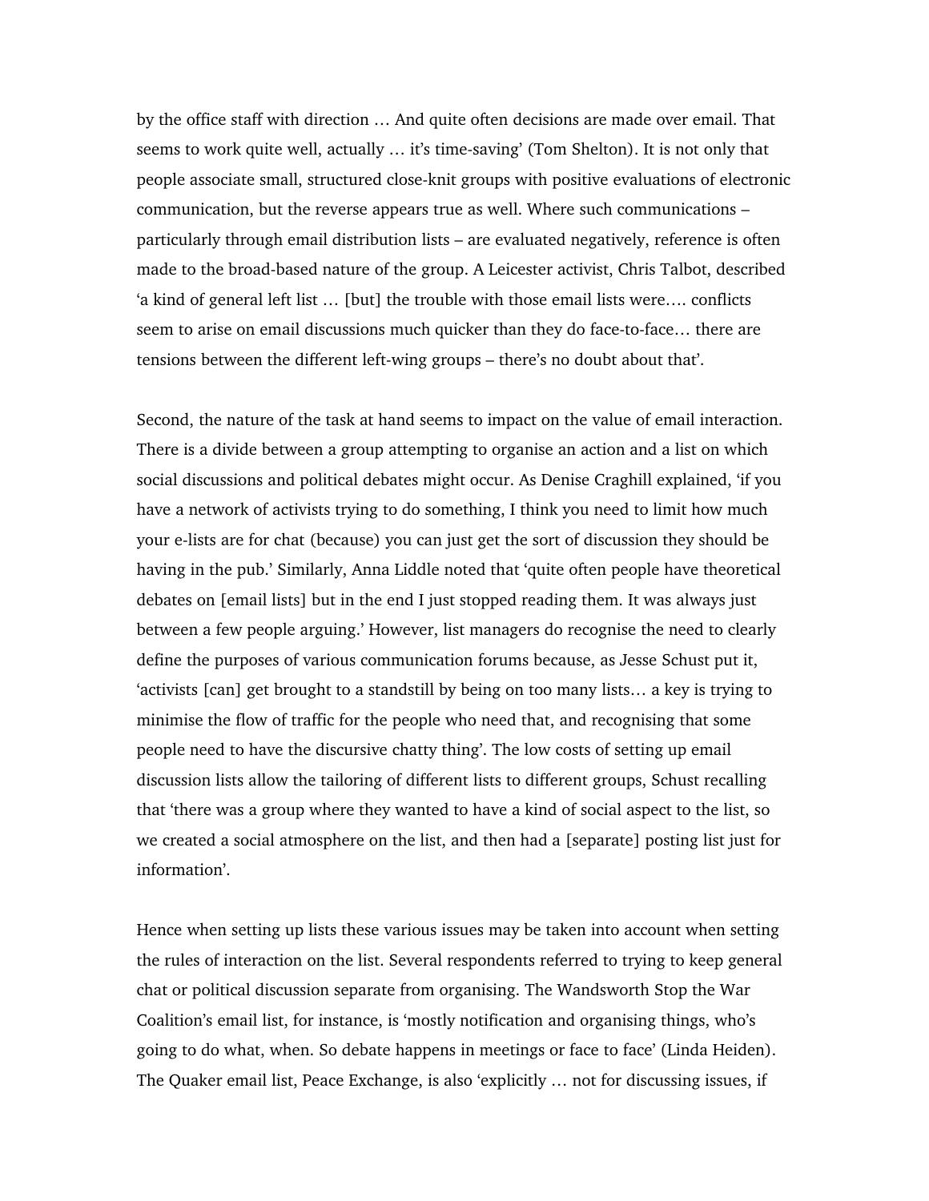by the office staff with direction … And quite often decisions are made over email. That seems to work quite well, actually … it's time-saving' (Tom Shelton). It is not only that people associate small, structured close-knit groups with positive evaluations of electronic communication, but the reverse appears true as well. Where such communications – particularly through email distribution lists – are evaluated negatively, reference is often made to the broad-based nature of the group. A Leicester activist, Chris Talbot, described 'a kind of general left list … [but] the trouble with those email lists were…. conflicts seem to arise on email discussions much quicker than they do face-to-face… there are tensions between the different left-wing groups – there's no doubt about that'.

Second, the nature of the task at hand seems to impact on the value of email interaction. There is a divide between a group attempting to organise an action and a list on which social discussions and political debates might occur. As Denise Craghill explained, 'if you have a network of activists trying to do something, I think you need to limit how much your e-lists are for chat (because) you can just get the sort of discussion they should be having in the pub.' Similarly, Anna Liddle noted that 'quite often people have theoretical debates on [email lists] but in the end I just stopped reading them. It was always just between a few people arguing.' However, list managers do recognise the need to clearly define the purposes of various communication forums because, as Jesse Schust put it, 'activists [can] get brought to a standstill by being on too many lists… a key is trying to minimise the flow of traffic for the people who need that, and recognising that some people need to have the discursive chatty thing'. The low costs of setting up email discussion lists allow the tailoring of different lists to different groups, Schust recalling that 'there was a group where they wanted to have a kind of social aspect to the list, so we created a social atmosphere on the list, and then had a [separate] posting list just for information'.

Hence when setting up lists these various issues may be taken into account when setting the rules of interaction on the list. Several respondents referred to trying to keep general chat or political discussion separate from organising. The Wandsworth Stop the War Coalition's email list, for instance, is 'mostly notification and organising things, who's going to do what, when. So debate happens in meetings or face to face' (Linda Heiden). The Quaker email list, Peace Exchange, is also 'explicitly … not for discussing issues, if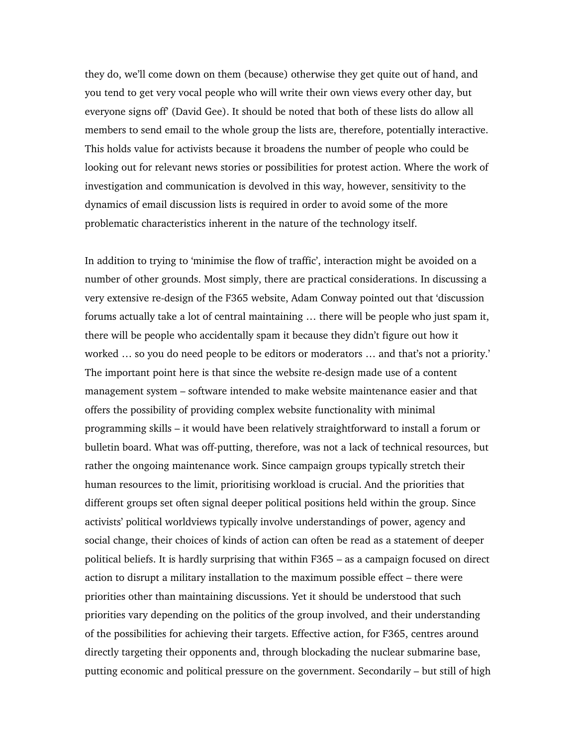they do, we'll come down on them (because) otherwise they get quite out of hand, and you tend to get very vocal people who will write their own views every other day, but everyone signs off' (David Gee). It should be noted that both of these lists do allow all members to send email to the whole group the lists are, therefore, potentially interactive. This holds value for activists because it broadens the number of people who could be looking out for relevant news stories or possibilities for protest action. Where the work of investigation and communication is devolved in this way, however, sensitivity to the dynamics of email discussion lists is required in order to avoid some of the more problematic characteristics inherent in the nature of the technology itself.

In addition to trying to 'minimise the flow of traffic', interaction might be avoided on a number of other grounds. Most simply, there are practical considerations. In discussing a very extensive re-design of the F365 website, Adam Conway pointed out that 'discussion forums actually take a lot of central maintaining … there will be people who just spam it, there will be people who accidentally spam it because they didn't figure out how it worked … so you do need people to be editors or moderators … and that's not a priority.' The important point here is that since the website re-design made use of a content management system – software intended to make website maintenance easier and that offers the possibility of providing complex website functionality with minimal programming skills – it would have been relatively straightforward to install a forum or bulletin board. What was off-putting, therefore, was not a lack of technical resources, but rather the ongoing maintenance work. Since campaign groups typically stretch their human resources to the limit, prioritising workload is crucial. And the priorities that different groups set often signal deeper political positions held within the group. Since activists' political worldviews typically involve understandings of power, agency and social change, their choices of kinds of action can often be read as a statement of deeper political beliefs. It is hardly surprising that within F365 – as a campaign focused on direct action to disrupt a military installation to the maximum possible effect – there were priorities other than maintaining discussions. Yet it should be understood that such priorities vary depending on the politics of the group involved, and their understanding of the possibilities for achieving their targets. Effective action, for F365, centres around directly targeting their opponents and, through blockading the nuclear submarine base, putting economic and political pressure on the government. Secondarily – but still of high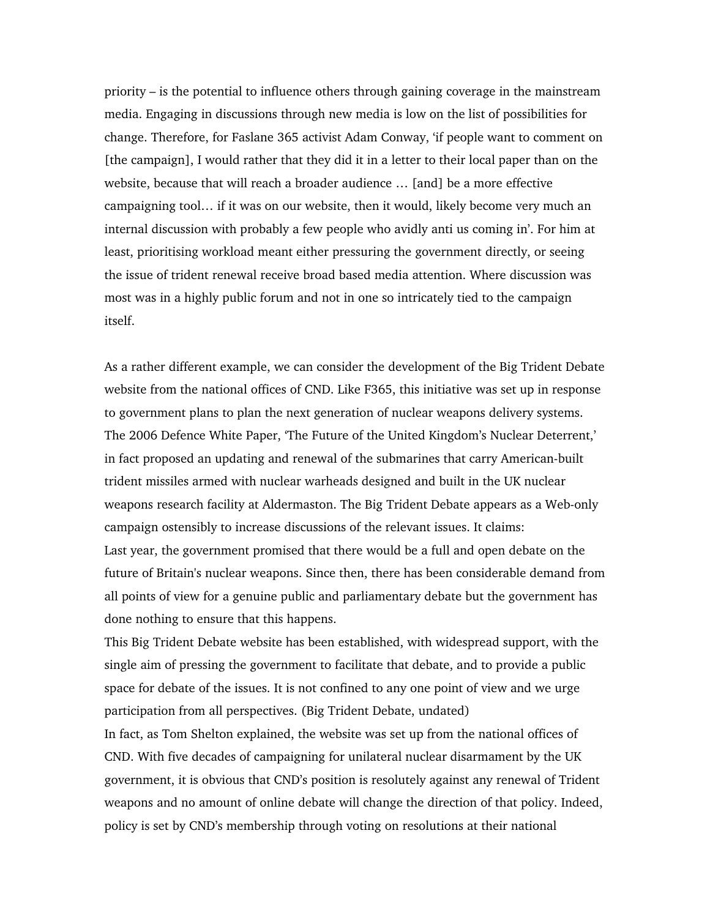priority – is the potential to influence others through gaining coverage in the mainstream media. Engaging in discussions through new media is low on the list of possibilities for change. Therefore, for Faslane 365 activist Adam Conway, 'if people want to comment on [the campaign], I would rather that they did it in a letter to their local paper than on the website, because that will reach a broader audience … [and] be a more effective campaigning tool… if it was on our website, then it would, likely become very much an internal discussion with probably a few people who avidly anti us coming in'. For him at least, prioritising workload meant either pressuring the government directly, or seeing the issue of trident renewal receive broad based media attention. Where discussion was most was in a highly public forum and not in one so intricately tied to the campaign itself.

As a rather different example, we can consider the development of the Big Trident Debate website from the national offices of CND. Like F365, this initiative was set up in response to government plans to plan the next generation of nuclear weapons delivery systems. The 2006 Defence White Paper, 'The Future of the United Kingdom's Nuclear Deterrent,' in fact proposed an updating and renewal of the submarines that carry American-built trident missiles armed with nuclear warheads designed and built in the UK nuclear weapons research facility at Aldermaston. The Big Trident Debate appears as a Web-only campaign ostensibly to increase discussions of the relevant issues. It claims:

Last year, the government promised that there would be a full and open debate on the future of Britain's nuclear weapons. Since then, there has been considerable demand from all points of view for a genuine public and parliamentary debate but the government has done nothing to ensure that this happens.

This Big Trident Debate website has been established, with widespread support, with the single aim of pressing the government to facilitate that debate, and to provide a public space for debate of the issues. It is not confined to any one point of view and we urge participation from all perspectives. (Big Trident Debate, undated)

In fact, as Tom Shelton explained, the website was set up from the national offices of CND. With five decades of campaigning for unilateral nuclear disarmament by the UK government, it is obvious that CND's position is resolutely against any renewal of Trident weapons and no amount of online debate will change the direction of that policy. Indeed, policy is set by CND's membership through voting on resolutions at their national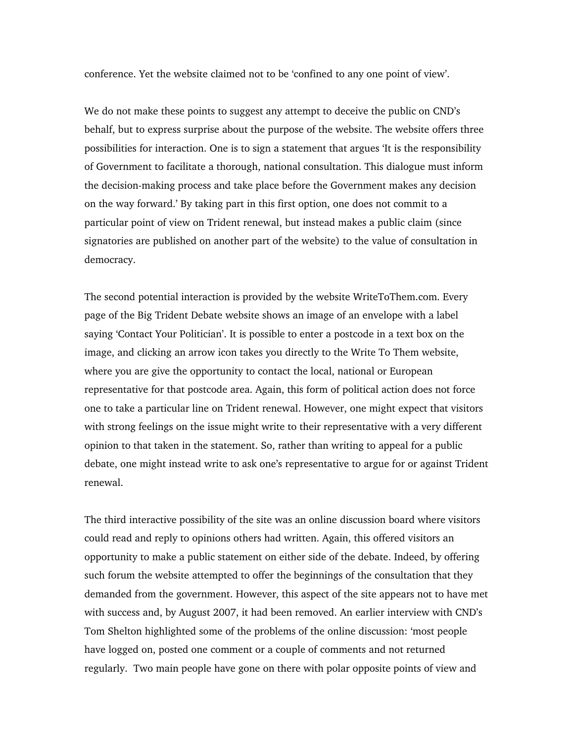conference. Yet the website claimed not to be ‘confined to any one point of view’.

We do not make these points to suggest any attempt to deceive the public on CND’s behalf, but to express surprise about the purpose of the website. The website offers three possibilities for interaction. One is to sign a statement that argues ‘It is the responsibility of Government to facilitate a thorough, national consultation. This dialogue must inform the decision-making process and take place before the Government makes any decision on the way forward.’ By taking part in this first option, one does not commit to a particular point of view on Trident renewal, but instead makes a public claim (since signatories are published on another part of the website) to the value of consultation in democracy.

The second potential interaction is provided by the website WriteToThem.com. Every page of the Big Trident Debate website shows an image of an envelope with a label saying ‘Contact Your Politician’. It is possible to enter a postcode in a text box on the image, and clicking an arrow icon takes you directly to the Write To Them website, where you are give the opportunity to contact the local, national or European representative for that postcode area. Again, this form of political action does not force one to take a particular line on Trident renewal. However, one might expect that visitors with strong feelings on the issue might write to their representative with a very different opinion to that taken in the statement. So, rather than writing to appeal for a public debate, one might instead write to ask one’s representative to argue for or against Trident renewal.

The third interactive possibility of the site was an online discussion board where visitors could read and reply to opinions others had written. Again, this offered visitors an opportunity to make a public statement on either side of the debate. Indeed, by offering such forum the website attempted to offer the beginnings of the consultation that they demanded from the government. However, this aspect of the site appears not to have met with success and, by August 2007, it had been removed. An earlier interview with CND’s Tom Shelton highlighted some of the problems of the online discussion: ‘most people have logged on, posted one comment or a couple of comments and not returned regularly. Two main people have gone on there with polar opposite points of view and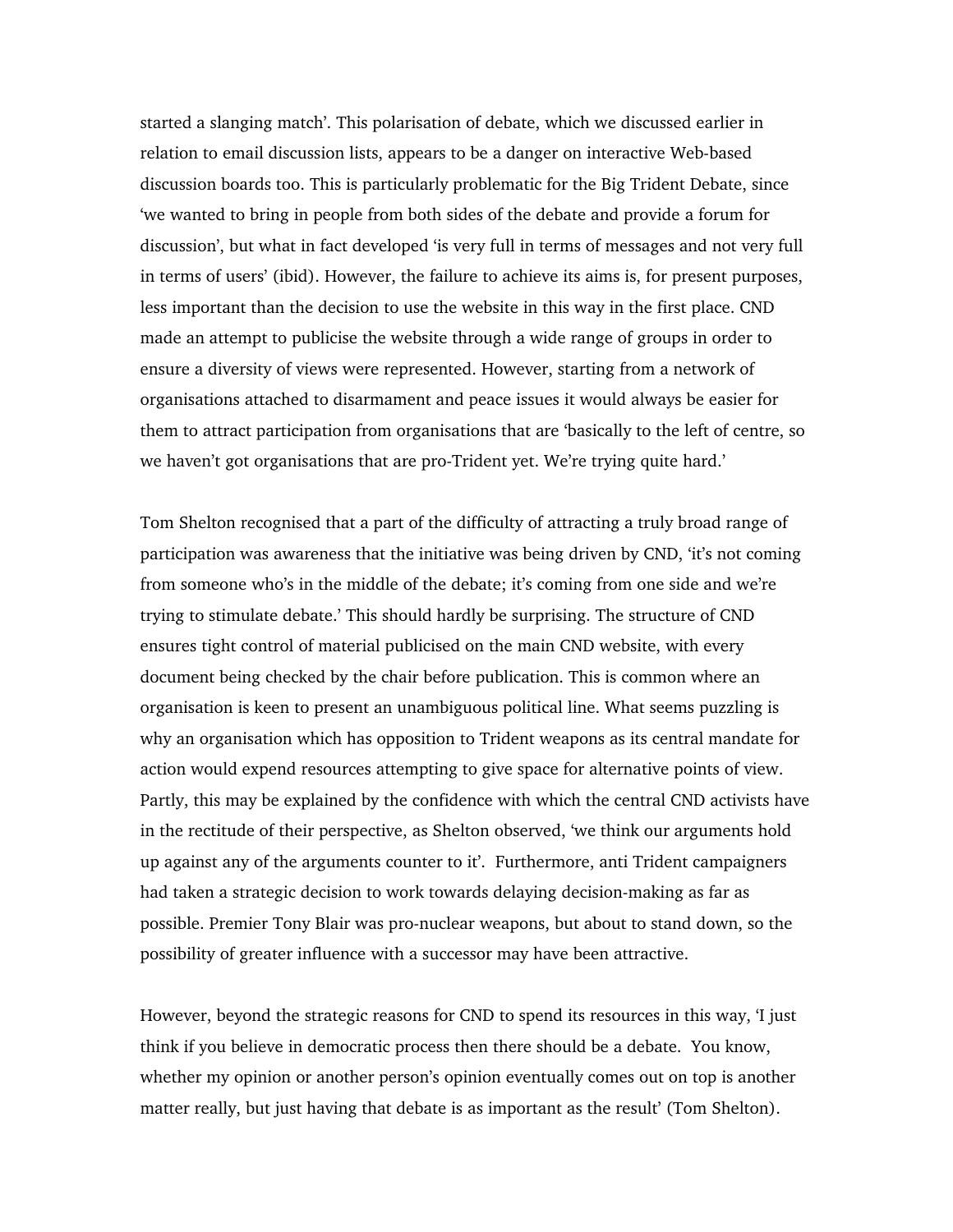started a slanging match'. This polarisation of debate, which we discussed earlier in relation to email discussion lists, appears to be a danger on interactive Web-based discussion boards too. This is particularly problematic for the Big Trident Debate, since 'we wanted to bring in people from both sides of the debate and provide a forum for discussion', but what in fact developed 'is very full in terms of messages and not very full in terms of users' (ibid). However, the failure to achieve its aims is, for present purposes, less important than the decision to use the website in this way in the first place. CND made an attempt to publicise the website through a wide range of groups in order to ensure a diversity of views were represented. However, starting from a network of organisations attached to disarmament and peace issues it would always be easier for them to attract participation from organisations that are 'basically to the left of centre, so we haven't got organisations that are pro-Trident yet. We're trying quite hard.'

Tom Shelton recognised that a part of the difficulty of attracting a truly broad range of participation was awareness that the initiative was being driven by CND, 'it's not coming from someone who's in the middle of the debate; it's coming from one side and we're trying to stimulate debate.' This should hardly be surprising. The structure of CND ensures tight control of material publicised on the main CND website, with every document being checked by the chair before publication. This is common where an organisation is keen to present an unambiguous political line. What seems puzzling is why an organisation which has opposition to Trident weapons as its central mandate for action would expend resources attempting to give space for alternative points of view. Partly, this may be explained by the confidence with which the central CND activists have in the rectitude of their perspective, as Shelton observed, 'we think our arguments hold up against any of the arguments counter to it'. Furthermore, anti Trident campaigners had taken a strategic decision to work towards delaying decision-making as far as possible. Premier Tony Blair was pro-nuclear weapons, but about to stand down, so the possibility of greater influence with a successor may have been attractive.

However, beyond the strategic reasons for CND to spend its resources in this way, 'I just think if you believe in democratic process then there should be a debate. You know, whether my opinion or another person's opinion eventually comes out on top is another matter really, but just having that debate is as important as the result' (Tom Shelton).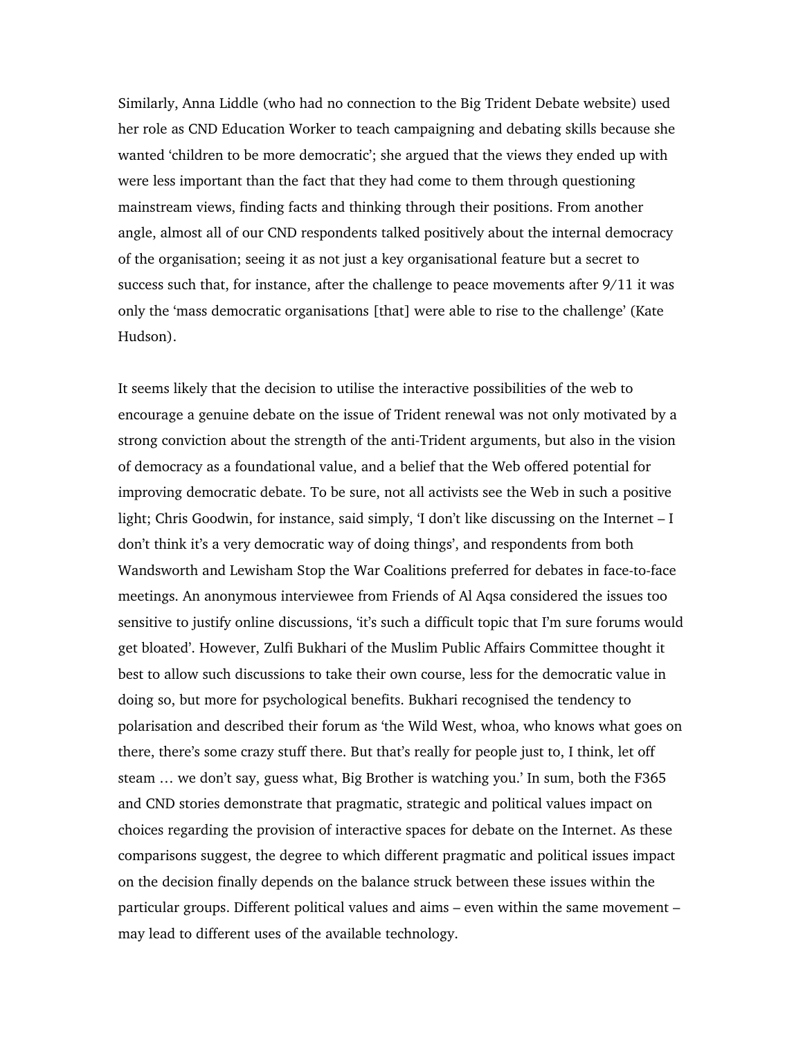Similarly, Anna Liddle (who had no connection to the Big Trident Debate website) used her role as CND Education Worker to teach campaigning and debating skills because she wanted 'children to be more democratic'; she argued that the views they ended up with were less important than the fact that they had come to them through questioning mainstream views, finding facts and thinking through their positions. From another angle, almost all of our CND respondents talked positively about the internal democracy of the organisation; seeing it as not just a key organisational feature but a secret to success such that, for instance, after the challenge to peace movements after 9/11 it was only the 'mass democratic organisations [that] were able to rise to the challenge' (Kate Hudson).

It seems likely that the decision to utilise the interactive possibilities of the web to encourage a genuine debate on the issue of Trident renewal was not only motivated by a strong conviction about the strength of the anti-Trident arguments, but also in the vision of democracy as a foundational value, and a belief that the Web offered potential for improving democratic debate. To be sure, not all activists see the Web in such a positive light; Chris Goodwin, for instance, said simply, 'I don't like discussing on the Internet – I don't think it's a very democratic way of doing things', and respondents from both Wandsworth and Lewisham Stop the War Coalitions preferred for debates in face-to-face meetings. An anonymous interviewee from Friends of Al Aqsa considered the issues too sensitive to justify online discussions, 'it's such a difficult topic that I'm sure forums would get bloated'. However, Zulfi Bukhari of the Muslim Public Affairs Committee thought it best to allow such discussions to take their own course, less for the democratic value in doing so, but more for psychological benefits. Bukhari recognised the tendency to polarisation and described their forum as 'the Wild West, whoa, who knows what goes on there, there's some crazy stuff there. But that's really for people just to, I think, let off steam … we don't say, guess what, Big Brother is watching you.' In sum, both the F365 and CND stories demonstrate that pragmatic, strategic and political values impact on choices regarding the provision of interactive spaces for debate on the Internet. As these comparisons suggest, the degree to which different pragmatic and political issues impact on the decision finally depends on the balance struck between these issues within the particular groups. Different political values and aims – even within the same movement – may lead to different uses of the available technology.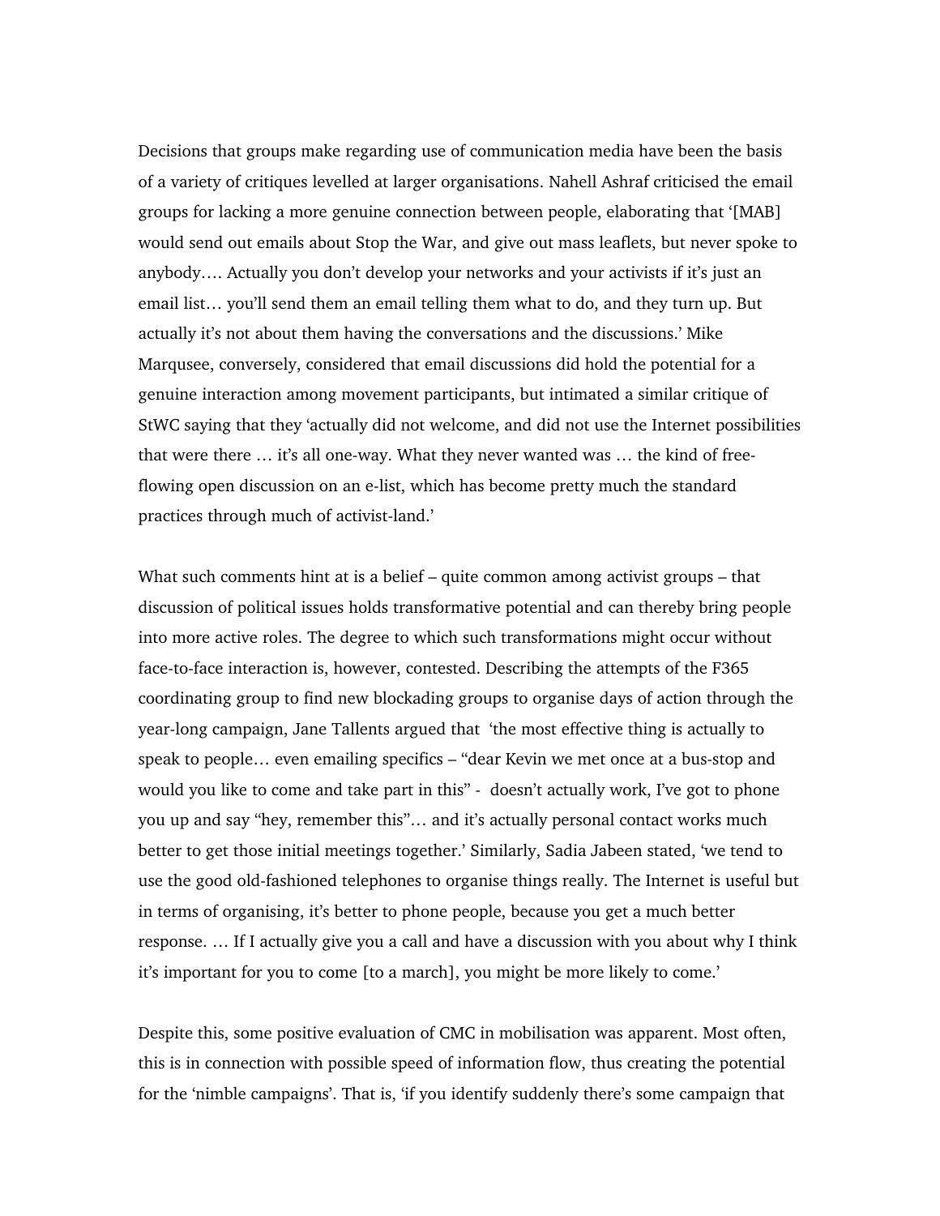Decisions that groups make regarding use of communication media have been the basis of a variety of critiques levelled at larger organisations. Nahell Ashraf criticised the email groups for lacking a more genuine connection between people, elaborating that '[MAB] would send out emails about Stop the War, and give out mass leaflets, but never spoke to anybody…. Actually you don't develop your networks and your activists if it's just an email list… you'll send them an email telling them what to do, and they turn up. But actually it's not about them having the conversations and the discussions.' Mike Marqusee, conversely, considered that email discussions did hold the potential for a genuine interaction among movement participants, but intimated a similar critique of StWC saying that they 'actually did not welcome, and did not use the Internet possibilities that were there … it's all one-way. What they never wanted was … the kind of free-flowing open discussion on an e-list, which has become pretty much the standard practices through much of activist-land.'

What such comments hint at is a belief – quite common among activist groups – that discussion of political issues holds transformative potential and can thereby bring people into more active roles. The degree to which such transformations might occur without face-to-face interaction is, however, contested. Describing the attempts of the F365 coordinating group to find new blockading groups to organise days of action through the year-long campaign, Jane Tallents argued that 'the most effective thing is actually to speak to people… even emailing specifics – "dear Kevin we met once at a bus-stop and would you like to come and take part in this" - doesn't actually work, I've got to phone you up and say "hey, remember this"… and it's actually personal contact works much better to get those initial meetings together.' Similarly, Sadia Jabeen stated, 'we tend to use the good old-fashioned telephones to organise things really. The Internet is useful but in terms of organising, it's better to phone people, because you get a much better response. … If I actually give you a call and have a discussion with you about why I think it's important for you to come [to a march], you might be more likely to come.'

Despite this, some positive evaluation of CMC in mobilisation was apparent. Most often, this is in connection with possible speed of information flow, thus creating the potential for the 'nimble campaigns'. That is, 'if you identify suddenly there's some campaign that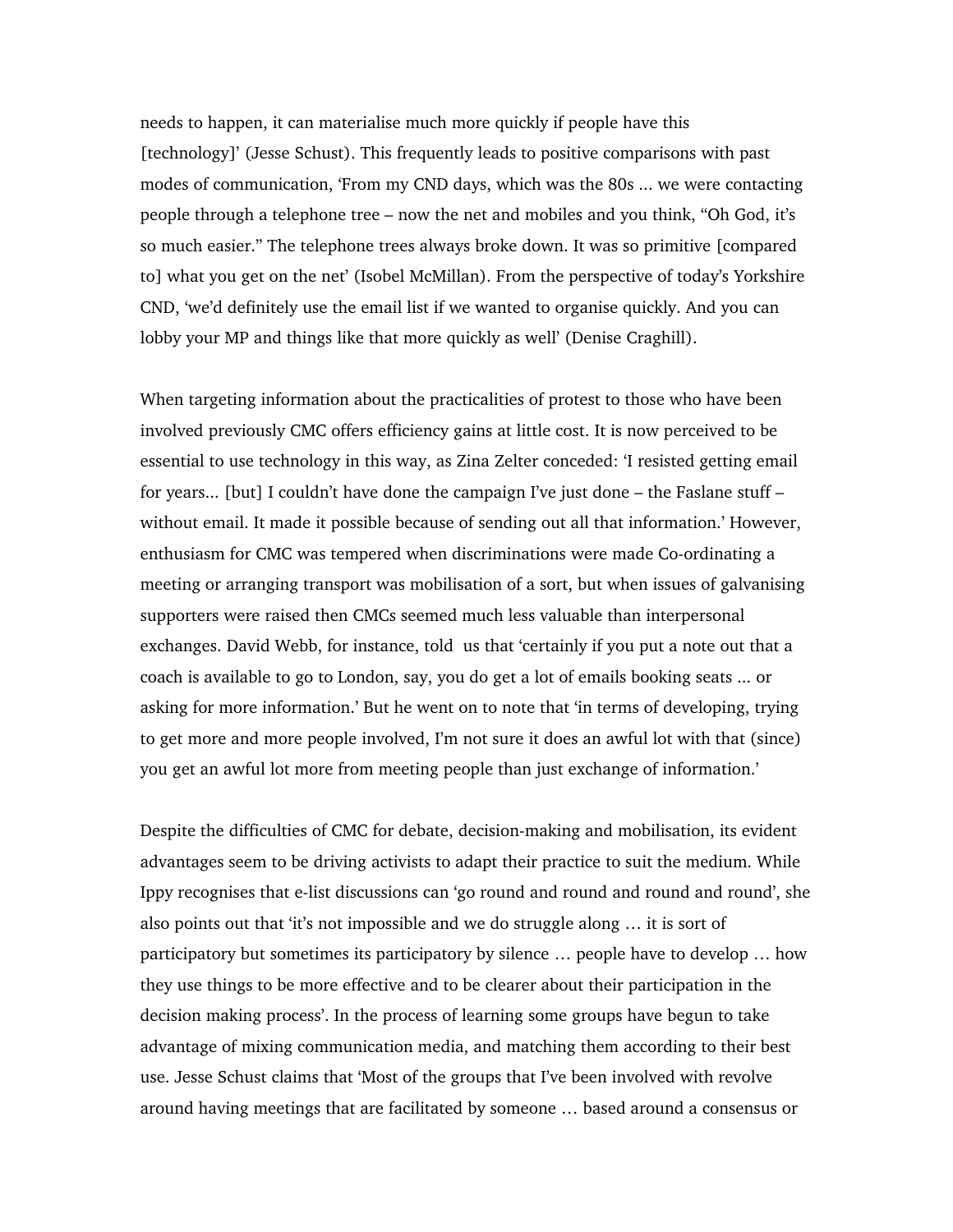needs to happen, it can materialise much more quickly if people have this [technology]' (Jesse Schust). This frequently leads to positive comparisons with past modes of communication, 'From my CND days, which was the 80s ... we were contacting people through a telephone tree – now the net and mobiles and you think, "Oh God, it's so much easier." The telephone trees always broke down. It was so primitive [compared to] what you get on the net' (Isobel McMillan). From the perspective of today's Yorkshire CND, 'we'd definitely use the email list if we wanted to organise quickly. And you can lobby your MP and things like that more quickly as well' (Denise Craghill).

When targeting information about the practicalities of protest to those who have been involved previously CMC offers efficiency gains at little cost. It is now perceived to be essential to use technology in this way, as Zina Zelter conceded: 'I resisted getting email for years... [but] I couldn't have done the campaign I've just done – the Faslane stuff – without email. It made it possible because of sending out all that information.' However, enthusiasm for CMC was tempered when discriminations were made Co-ordinating a meeting or arranging transport was mobilisation of a sort, but when issues of galvanising supporters were raised then CMCs seemed much less valuable than interpersonal exchanges. David Webb, for instance, told us that 'certainly if you put a note out that a coach is available to go to London, say, you do get a lot of emails booking seats ... or asking for more information.' But he went on to note that 'in terms of developing, trying to get more and more people involved, I'm not sure it does an awful lot with that (since) you get an awful lot more from meeting people than just exchange of information.'

Despite the difficulties of CMC for debate, decision-making and mobilisation, its evident advantages seem to be driving activists to adapt their practice to suit the medium. While Ippy recognises that e-list discussions can 'go round and round and round and round', she also points out that 'it's not impossible and we do struggle along … it is sort of participatory but sometimes its participatory by silence … people have to develop … how they use things to be more effective and to be clearer about their participation in the decision making process'. In the process of learning some groups have begun to take advantage of mixing communication media, and matching them according to their best use. Jesse Schust claims that 'Most of the groups that I've been involved with revolve around having meetings that are facilitated by someone … based around a consensus or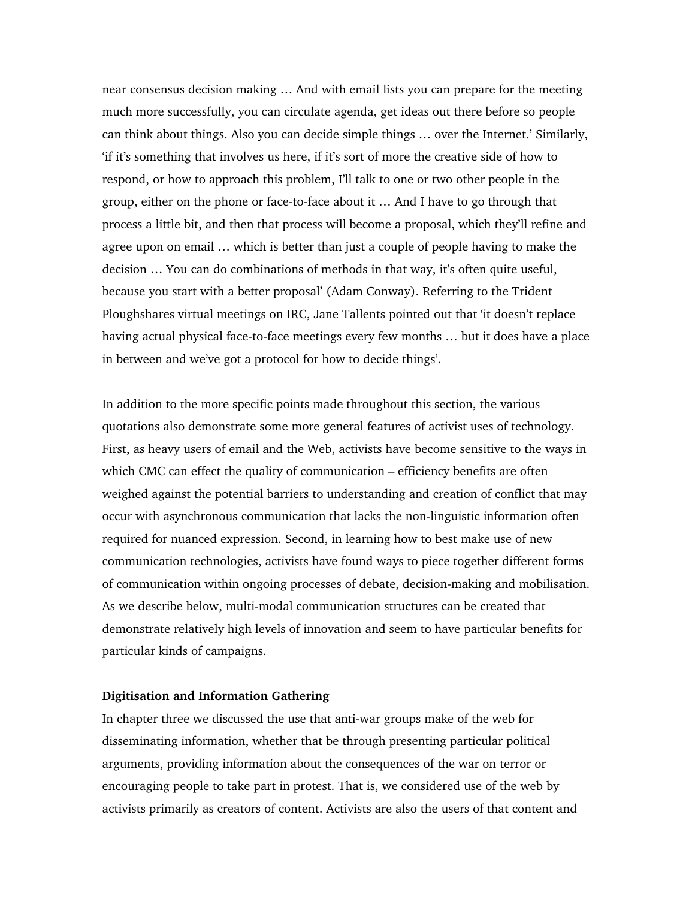near consensus decision making … And with email lists you can prepare for the meeting much more successfully, you can circulate agenda, get ideas out there before so people can think about things. Also you can decide simple things … over the Internet.' Similarly, 'if it's something that involves us here, if it's sort of more the creative side of how to respond, or how to approach this problem, I'll talk to one or two other people in the group, either on the phone or face-to-face about it … And I have to go through that process a little bit, and then that process will become a proposal, which they'll refine and agree upon on email … which is better than just a couple of people having to make the decision … You can do combinations of methods in that way, it's often quite useful, because you start with a better proposal' (Adam Conway). Referring to the Trident Ploughshares virtual meetings on IRC, Jane Tallents pointed out that 'it doesn't replace having actual physical face-to-face meetings every few months … but it does have a place in between and we've got a protocol for how to decide things'.

In addition to the more specific points made throughout this section, the various quotations also demonstrate some more general features of activist uses of technology. First, as heavy users of email and the Web, activists have become sensitive to the ways in which CMC can effect the quality of communication – efficiency benefits are often weighed against the potential barriers to understanding and creation of conflict that may occur with asynchronous communication that lacks the non-linguistic information often required for nuanced expression. Second, in learning how to best make use of new communication technologies, activists have found ways to piece together different forms of communication within ongoing processes of debate, decision-making and mobilisation. As we describe below, multi-modal communication structures can be created that demonstrate relatively high levels of innovation and seem to have particular benefits for particular kinds of campaigns.

**Digitisation and Information Gathering**

In chapter three we discussed the use that anti-war groups make of the web for disseminating information, whether that be through presenting particular political arguments, providing information about the consequences of the war on terror or encouraging people to take part in protest. That is, we considered use of the web by activists primarily as creators of content. Activists are also the users of that content and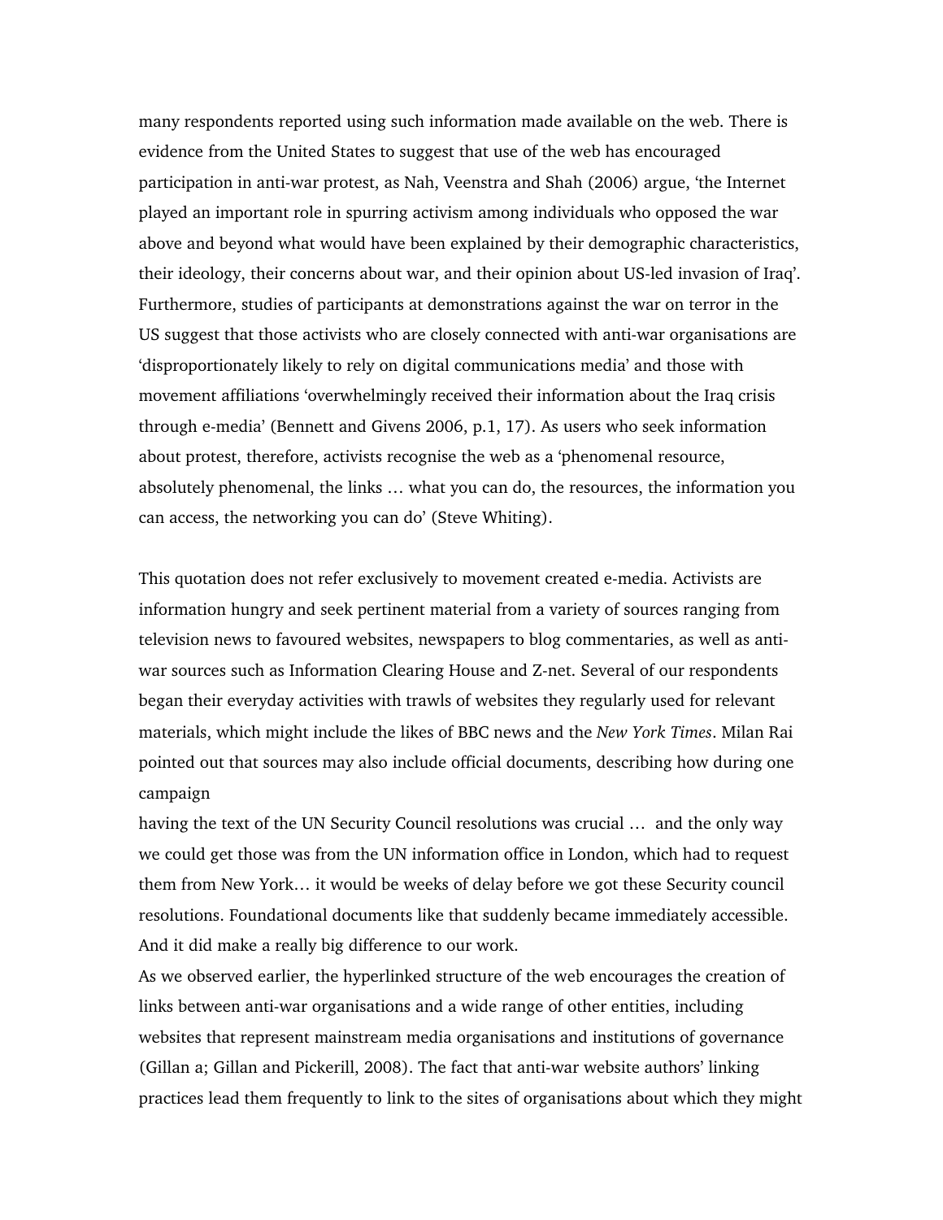many respondents reported using such information made available on the web. There is evidence from the United States to suggest that use of the web has encouraged participation in anti-war protest, as Nah, Veenstra and Shah (2006) argue, 'the Internet played an important role in spurring activism among individuals who opposed the war above and beyond what would have been explained by their demographic characteristics, their ideology, their concerns about war, and their opinion about US-led invasion of Iraq'. Furthermore, studies of participants at demonstrations against the war on terror in the US suggest that those activists who are closely connected with anti-war organisations are 'disproportionately likely to rely on digital communications media' and those with movement affiliations 'overwhelmingly received their information about the Iraq crisis through e-media' (Bennett and Givens 2006, p.1, 17). As users who seek information about protest, therefore, activists recognise the web as a 'phenomenal resource, absolutely phenomenal, the links … what you can do, the resources, the information you can access, the networking you can do' (Steve Whiting).

This quotation does not refer exclusively to movement created e-media. Activists are information hungry and seek pertinent material from a variety of sources ranging from television news to favoured websites, newspapers to blog commentaries, as well as anti-war sources such as Information Clearing House and Z-net. Several of our respondents began their everyday activities with trawls of websites they regularly used for relevant materials, which might include the likes of BBC news and the *New York Times*. Milan Rai pointed out that sources may also include official documents, describing how during one campaign

having the text of the UN Security Council resolutions was crucial … and the only way we could get those was from the UN information office in London, which had to request them from New York… it would be weeks of delay before we got these Security council resolutions. Foundational documents like that suddenly became immediately accessible. And it did make a really big difference to our work.

As we observed earlier, the hyperlinked structure of the web encourages the creation of links between anti-war organisations and a wide range of other entities, including websites that represent mainstream media organisations and institutions of governance (Gillan a; Gillan and Pickerill, 2008). The fact that anti-war website authors' linking practices lead them frequently to link to the sites of organisations about which they might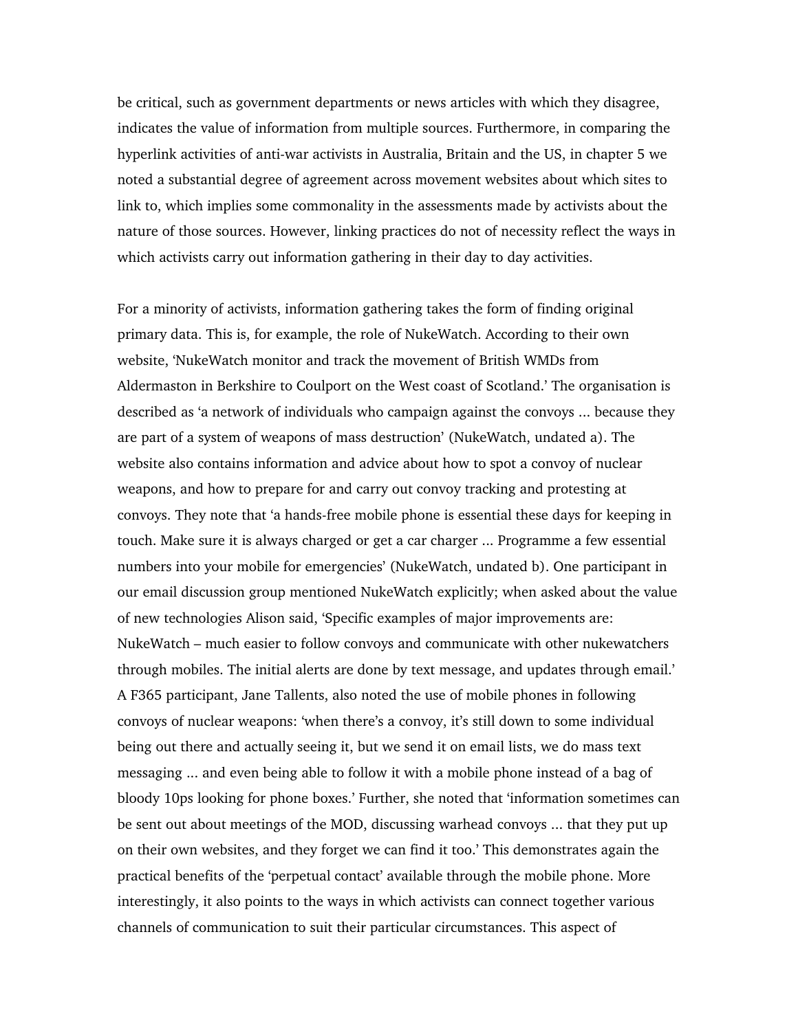be critical, such as government departments or news articles with which they disagree, indicates the value of information from multiple sources. Furthermore, in comparing the hyperlink activities of anti-war activists in Australia, Britain and the US, in chapter 5 we noted a substantial degree of agreement across movement websites about which sites to link to, which implies some commonality in the assessments made by activists about the nature of those sources. However, linking practices do not of necessity reflect the ways in which activists carry out information gathering in their day to day activities.

For a minority of activists, information gathering takes the form of finding original primary data. This is, for example, the role of NukeWatch. According to their own website, 'NukeWatch monitor and track the movement of British WMDs from Aldermaston in Berkshire to Coulport on the West coast of Scotland.' The organisation is described as 'a network of individuals who campaign against the convoys ... because they are part of a system of weapons of mass destruction' (NukeWatch, undated a). The website also contains information and advice about how to spot a convoy of nuclear weapons, and how to prepare for and carry out convoy tracking and protesting at convoys. They note that 'a hands-free mobile phone is essential these days for keeping in touch. Make sure it is always charged or get a car charger ... Programme a few essential numbers into your mobile for emergencies' (NukeWatch, undated b). One participant in our email discussion group mentioned NukeWatch explicitly; when asked about the value of new technologies Alison said, 'Specific examples of major improvements are: NukeWatch – much easier to follow convoys and communicate with other nukewatchers through mobiles. The initial alerts are done by text message, and updates through email.' A F365 participant, Jane Tallents, also noted the use of mobile phones in following convoys of nuclear weapons: 'when there's a convoy, it's still down to some individual being out there and actually seeing it, but we send it on email lists, we do mass text messaging ... and even being able to follow it with a mobile phone instead of a bag of bloody 10ps looking for phone boxes.' Further, she noted that 'information sometimes can be sent out about meetings of the MOD, discussing warhead convoys ... that they put up on their own websites, and they forget we can find it too.' This demonstrates again the practical benefits of the 'perpetual contact' available through the mobile phone. More interestingly, it also points to the ways in which activists can connect together various channels of communication to suit their particular circumstances. This aspect of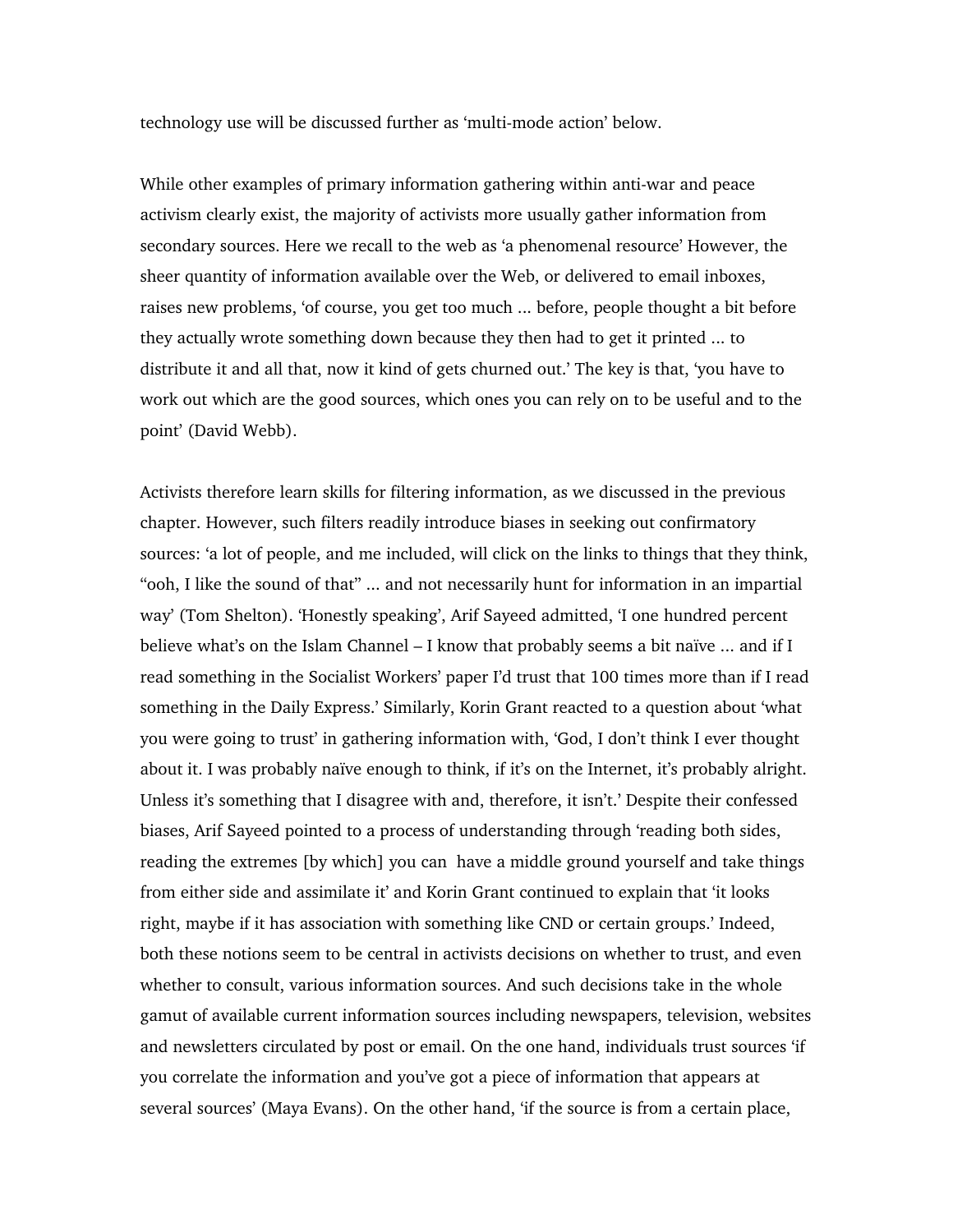technology use will be discussed further as 'multi-mode action' below.

While other examples of primary information gathering within anti-war and peace activism clearly exist, the majority of activists more usually gather information from secondary sources. Here we recall to the web as 'a phenomenal resource' However, the sheer quantity of information available over the Web, or delivered to email inboxes, raises new problems, 'of course, you get too much ... before, people thought a bit before they actually wrote something down because they then had to get it printed ... to distribute it and all that, now it kind of gets churned out.' The key is that, 'you have to work out which are the good sources, which ones you can rely on to be useful and to the point' (David Webb).

Activists therefore learn skills for filtering information, as we discussed in the previous chapter. However, such filters readily introduce biases in seeking out confirmatory sources: 'a lot of people, and me included, will click on the links to things that they think, "ooh, I like the sound of that" ... and not necessarily hunt for information in an impartial way' (Tom Shelton). 'Honestly speaking', Arif Sayeed admitted, 'I one hundred percent believe what's on the Islam Channel – I know that probably seems a bit naïve ... and if I read something in the Socialist Workers' paper I'd trust that 100 times more than if I read something in the Daily Express.' Similarly, Korin Grant reacted to a question about 'what you were going to trust' in gathering information with, 'God, I don't think I ever thought about it. I was probably naïve enough to think, if it's on the Internet, it's probably alright. Unless it's something that I disagree with and, therefore, it isn't.' Despite their confessed biases, Arif Sayeed pointed to a process of understanding through 'reading both sides, reading the extremes [by which] you can have a middle ground yourself and take things from either side and assimilate it' and Korin Grant continued to explain that 'it looks right, maybe if it has association with something like CND or certain groups.' Indeed, both these notions seem to be central in activists decisions on whether to trust, and even whether to consult, various information sources. And such decisions take in the whole gamut of available current information sources including newspapers, television, websites and newsletters circulated by post or email. On the one hand, individuals trust sources 'if you correlate the information and you've got a piece of information that appears at several sources' (Maya Evans). On the other hand, 'if the source is from a certain place,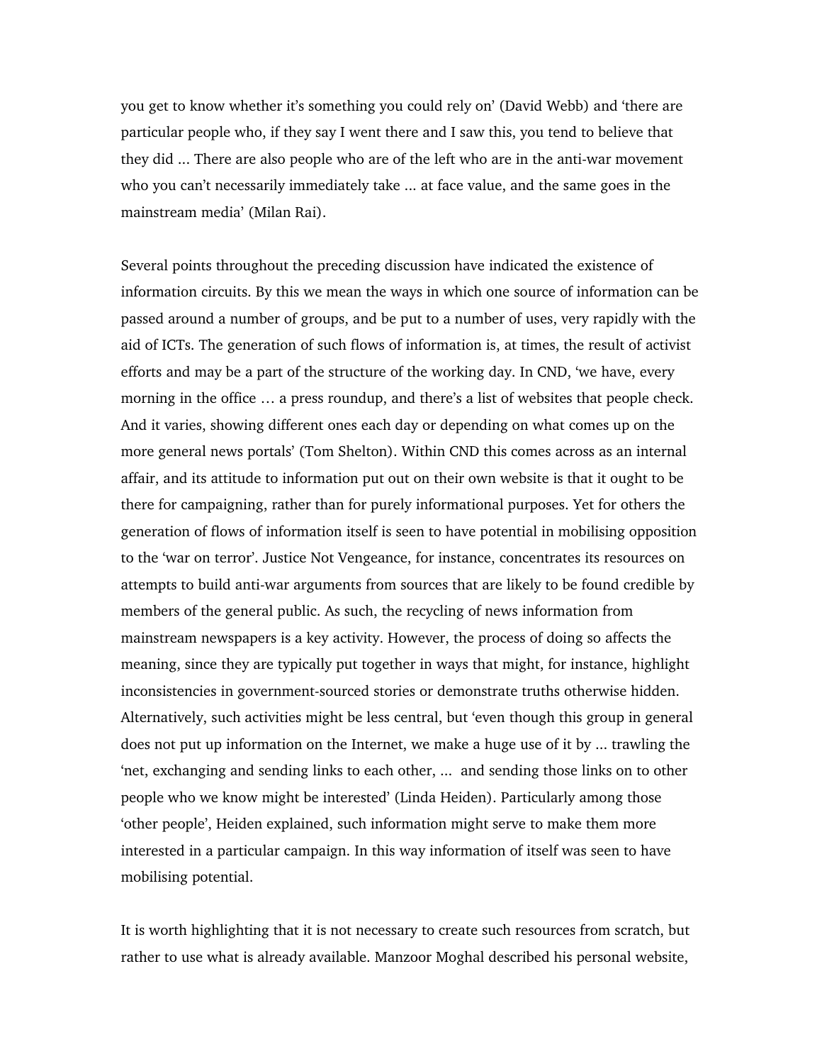you get to know whether it's something you could rely on' (David Webb) and 'there are particular people who, if they say I went there and I saw this, you tend to believe that they did ... There are also people who are of the left who are in the anti-war movement who you can't necessarily immediately take ... at face value, and the same goes in the mainstream media' (Milan Rai).

Several points throughout the preceding discussion have indicated the existence of information circuits. By this we mean the ways in which one source of information can be passed around a number of groups, and be put to a number of uses, very rapidly with the aid of ICTs. The generation of such flows of information is, at times, the result of activist efforts and may be a part of the structure of the working day. In CND, 'we have, every morning in the office … a press roundup, and there's a list of websites that people check. And it varies, showing different ones each day or depending on what comes up on the more general news portals' (Tom Shelton). Within CND this comes across as an internal affair, and its attitude to information put out on their own website is that it ought to be there for campaigning, rather than for purely informational purposes. Yet for others the generation of flows of information itself is seen to have potential in mobilising opposition to the 'war on terror'. Justice Not Vengeance, for instance, concentrates its resources on attempts to build anti-war arguments from sources that are likely to be found credible by members of the general public. As such, the recycling of news information from mainstream newspapers is a key activity. However, the process of doing so affects the meaning, since they are typically put together in ways that might, for instance, highlight inconsistencies in government-sourced stories or demonstrate truths otherwise hidden. Alternatively, such activities might be less central, but 'even though this group in general does not put up information on the Internet, we make a huge use of it by ... trawling the 'net, exchanging and sending links to each other, ... and sending those links on to other people who we know might be interested' (Linda Heiden). Particularly among those 'other people', Heiden explained, such information might serve to make them more interested in a particular campaign. In this way information of itself was seen to have mobilising potential.

It is worth highlighting that it is not necessary to create such resources from scratch, but rather to use what is already available. Manzoor Moghal described his personal website,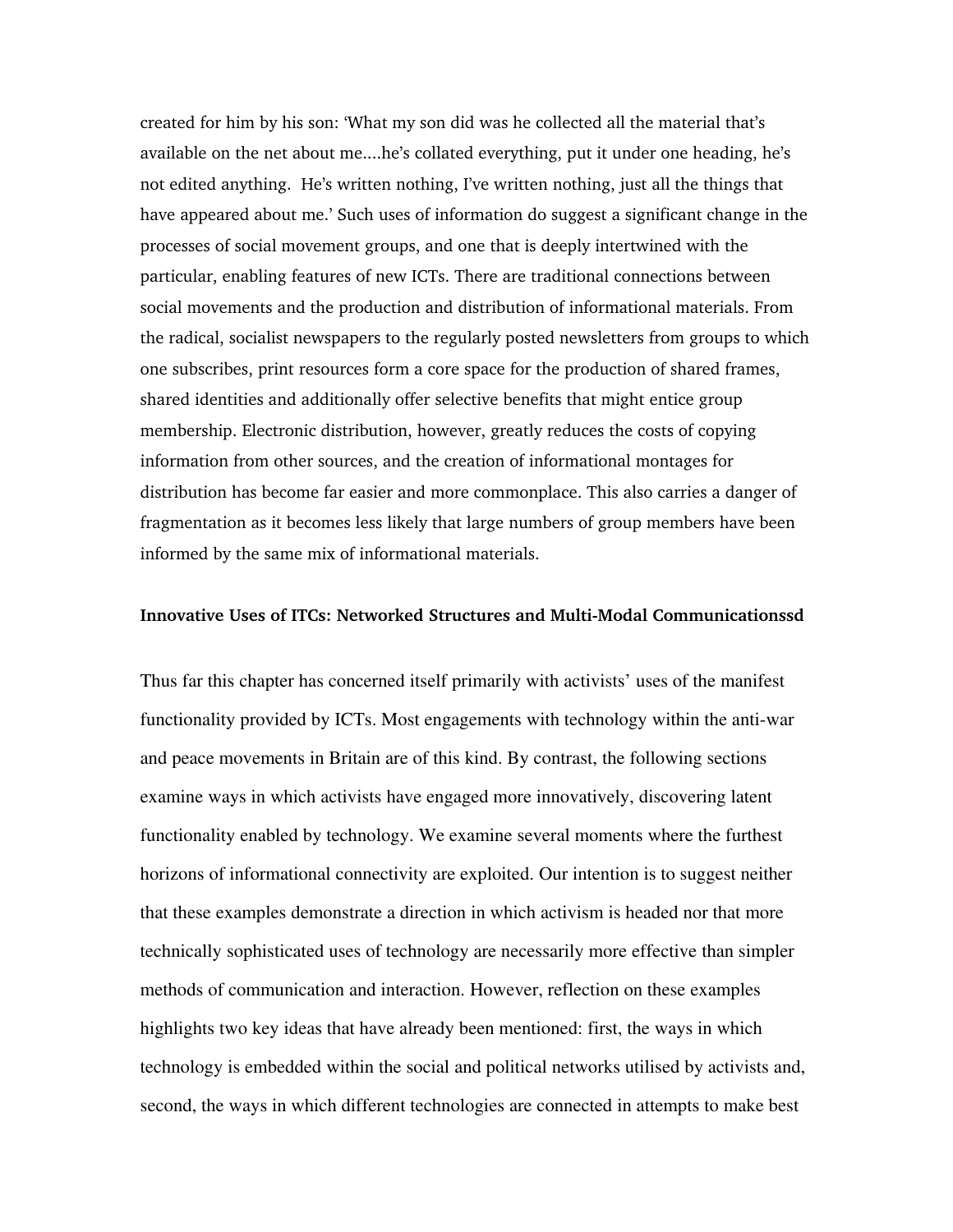created for him by his son: 'What my son did was he collected all the material that's available on the net about me....he's collated everything, put it under one heading, he's not edited anything.  He's written nothing, I've written nothing, just all the things that have appeared about me.' Such uses of information do suggest a significant change in the processes of social movement groups, and one that is deeply intertwined with the particular, enabling features of new ICTs. There are traditional connections between social movements and the production and distribution of informational materials. From the radical, socialist newspapers to the regularly posted newsletters from groups to which one subscribes, print resources form a core space for the production of shared frames, shared identities and additionally offer selective benefits that might entice group membership. Electronic distribution, however, greatly reduces the costs of copying information from other sources, and the creation of informational montages for distribution has become far easier and more commonplace. This also carries a danger of fragmentation as it becomes less likely that large numbers of group members have been informed by the same mix of informational materials.

**Innovative Uses of ITCs: Networked Structures and Multi-Modal Communicationssd**

Thus far this chapter has concerned itself primarily with activists' uses of the manifest functionality provided by ICTs. Most engagements with technology within the anti-war and peace movements in Britain are of this kind. By contrast, the following sections examine ways in which activists have engaged more innovatively, discovering latent functionality enabled by technology. We examine several moments where the furthest horizons of informational connectivity are exploited. Our intention is to suggest neither that these examples demonstrate a direction in which activism is headed nor that more technically sophisticated uses of technology are necessarily more effective than simpler methods of communication and interaction. However, reflection on these examples highlights two key ideas that have already been mentioned: first, the ways in which technology is embedded within the social and political networks utilised by activists and, second, the ways in which different technologies are connected in attempts to make best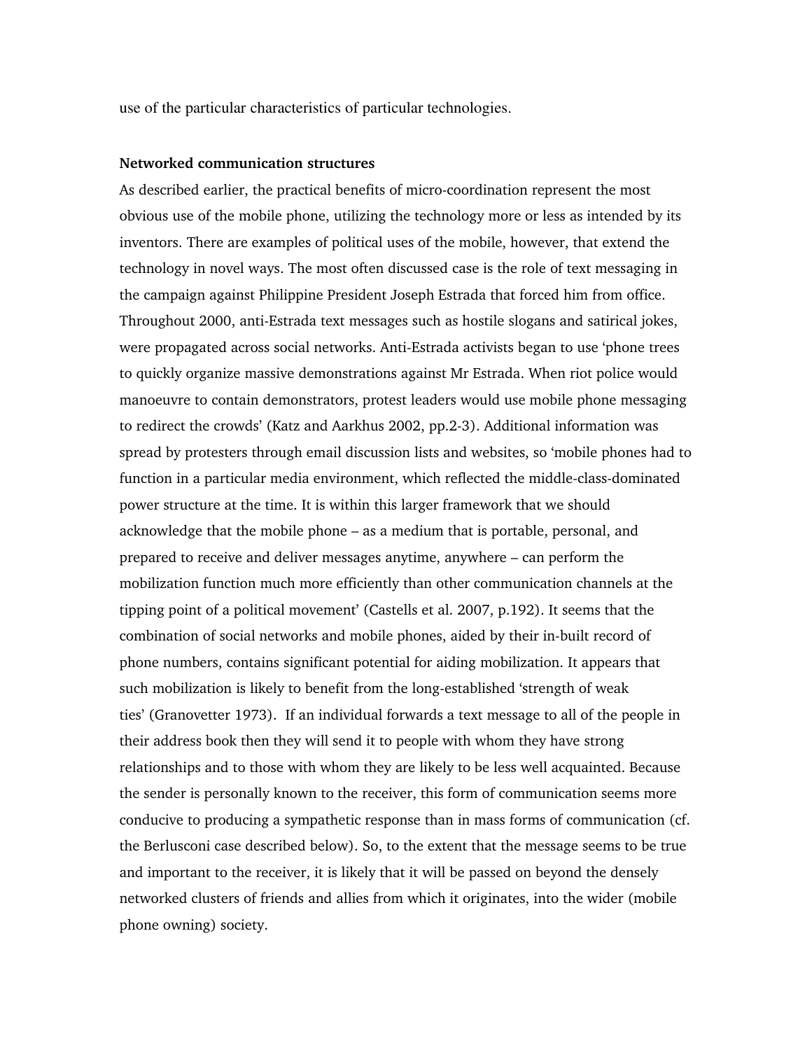use of the particular characteristics of particular technologies.

**Networked communication structures**

As described earlier, the practical benefits of micro-coordination represent the most obvious use of the mobile phone, utilizing the technology more or less as intended by its inventors. There are examples of political uses of the mobile, however, that extend the technology in novel ways. The most often discussed case is the role of text messaging in the campaign against Philippine President Joseph Estrada that forced him from office. Throughout 2000, anti-Estrada text messages such as hostile slogans and satirical jokes, were propagated across social networks. Anti-Estrada activists began to use 'phone trees to quickly organize massive demonstrations against Mr Estrada. When riot police would manoeuvre to contain demonstrators, protest leaders would use mobile phone messaging to redirect the crowds' (Katz and Aarkhus 2002, pp.2-3). Additional information was spread by protesters through email discussion lists and websites, so 'mobile phones had to function in a particular media environment, which reflected the middle-class-dominated power structure at the time. It is within this larger framework that we should acknowledge that the mobile phone – as a medium that is portable, personal, and prepared to receive and deliver messages anytime, anywhere – can perform the mobilization function much more efficiently than other communication channels at the tipping point of a political movement' (Castells et al. 2007, p.192). It seems that the combination of social networks and mobile phones, aided by their in-built record of phone numbers, contains significant potential for aiding mobilization. It appears that such mobilization is likely to benefit from the long-established 'strength of weak ties' (Granovetter 1973). If an individual forwards a text message to all of the people in their address book then they will send it to people with whom they have strong relationships and to those with whom they are likely to be less well acquainted. Because the sender is personally known to the receiver, this form of communication seems more conducive to producing a sympathetic response than in mass forms of communication (cf. the Berlusconi case described below). So, to the extent that the message seems to be true and important to the receiver, it is likely that it will be passed on beyond the densely networked clusters of friends and allies from which it originates, into the wider (mobile phone owning) society.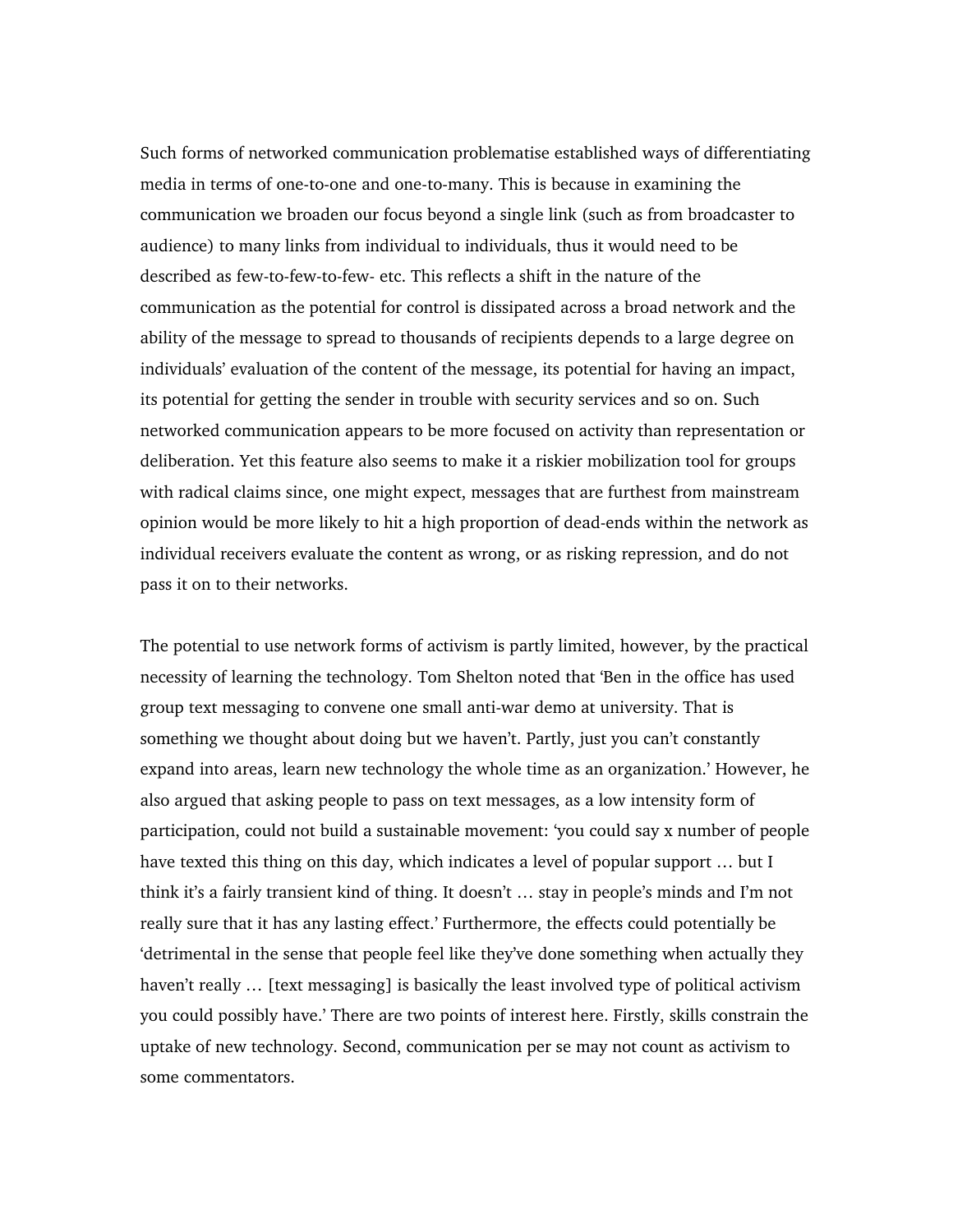Such forms of networked communication problematise established ways of differentiating media in terms of one-to-one and one-to-many. This is because in examining the communication we broaden our focus beyond a single link (such as from broadcaster to audience) to many links from individual to individuals, thus it would need to be described as few-to-few-to-few- etc. This reflects a shift in the nature of the communication as the potential for control is dissipated across a broad network and the ability of the message to spread to thousands of recipients depends to a large degree on individuals' evaluation of the content of the message, its potential for having an impact, its potential for getting the sender in trouble with security services and so on. Such networked communication appears to be more focused on activity than representation or deliberation. Yet this feature also seems to make it a riskier mobilization tool for groups with radical claims since, one might expect, messages that are furthest from mainstream opinion would be more likely to hit a high proportion of dead-ends within the network as individual receivers evaluate the content as wrong, or as risking repression, and do not pass it on to their networks.

The potential to use network forms of activism is partly limited, however, by the practical necessity of learning the technology. Tom Shelton noted that 'Ben in the office has used group text messaging to convene one small anti-war demo at university. That is something we thought about doing but we haven't. Partly, just you can't constantly expand into areas, learn new technology the whole time as an organization.' However, he also argued that asking people to pass on text messages, as a low intensity form of participation, could not build a sustainable movement: 'you could say x number of people have texted this thing on this day, which indicates a level of popular support … but I think it's a fairly transient kind of thing. It doesn't … stay in people's minds and I'm not really sure that it has any lasting effect.' Furthermore, the effects could potentially be 'detrimental in the sense that people feel like they've done something when actually they haven't really … [text messaging] is basically the least involved type of political activism you could possibly have.' There are two points of interest here. Firstly, skills constrain the uptake of new technology. Second, communication per se may not count as activism to some commentators.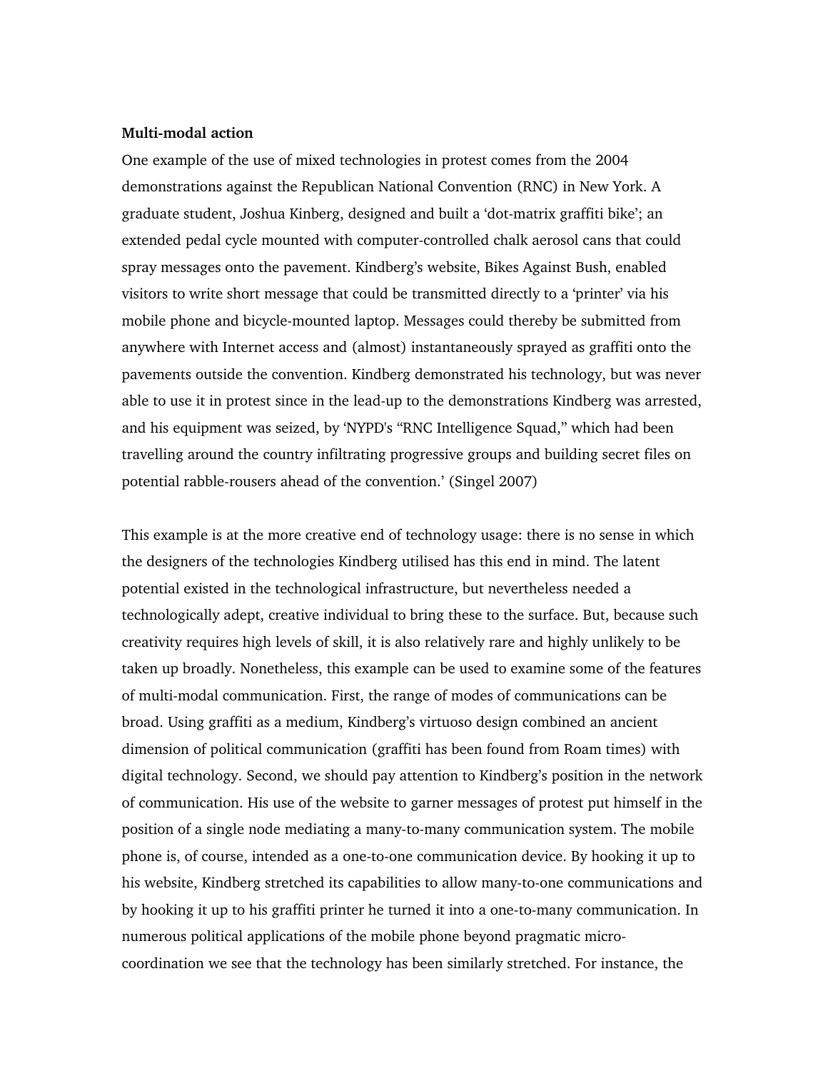**Multi-modal action**

One example of the use of mixed technologies in protest comes from the 2004 demonstrations against the Republican National Convention (RNC) in New York. A graduate student, Joshua Kinberg, designed and built a 'dot-matrix graffiti bike'; an extended pedal cycle mounted with computer-controlled chalk aerosol cans that could spray messages onto the pavement. Kindberg's website, Bikes Against Bush, enabled visitors to write short message that could be transmitted directly to a 'printer' via his mobile phone and bicycle-mounted laptop. Messages could thereby be submitted from anywhere with Internet access and (almost) instantaneously sprayed as graffiti onto the pavements outside the convention. Kindberg demonstrated his technology, but was never able to use it in protest since in the lead-up to the demonstrations Kindberg was arrested, and his equipment was seized, by 'NYPD's "RNC Intelligence Squad," which had been travelling around the country infiltrating progressive groups and building secret files on potential rabble-rousers ahead of the convention.' (Singel 2007)

This example is at the more creative end of technology usage: there is no sense in which the designers of the technologies Kindberg utilised has this end in mind. The latent potential existed in the technological infrastructure, but nevertheless needed a technologically adept, creative individual to bring these to the surface. But, because such creativity requires high levels of skill, it is also relatively rare and highly unlikely to be taken up broadly. Nonetheless, this example can be used to examine some of the features of multi-modal communication. First, the range of modes of communications can be broad. Using graffiti as a medium, Kindberg's virtuoso design combined an ancient dimension of political communication (graffiti has been found from Roam times) with digital technology. Second, we should pay attention to Kindberg's position in the network of communication. His use of the website to garner messages of protest put himself in the position of a single node mediating a many-to-many communication system. The mobile phone is, of course, intended as a one-to-one communication device. By hooking it up to his website, Kindberg stretched its capabilities to allow many-to-one communications and by hooking it up to his graffiti printer he turned it into a one-to-many communication. In numerous political applications of the mobile phone beyond pragmatic micro-coordination we see that the technology has been similarly stretched. For instance, the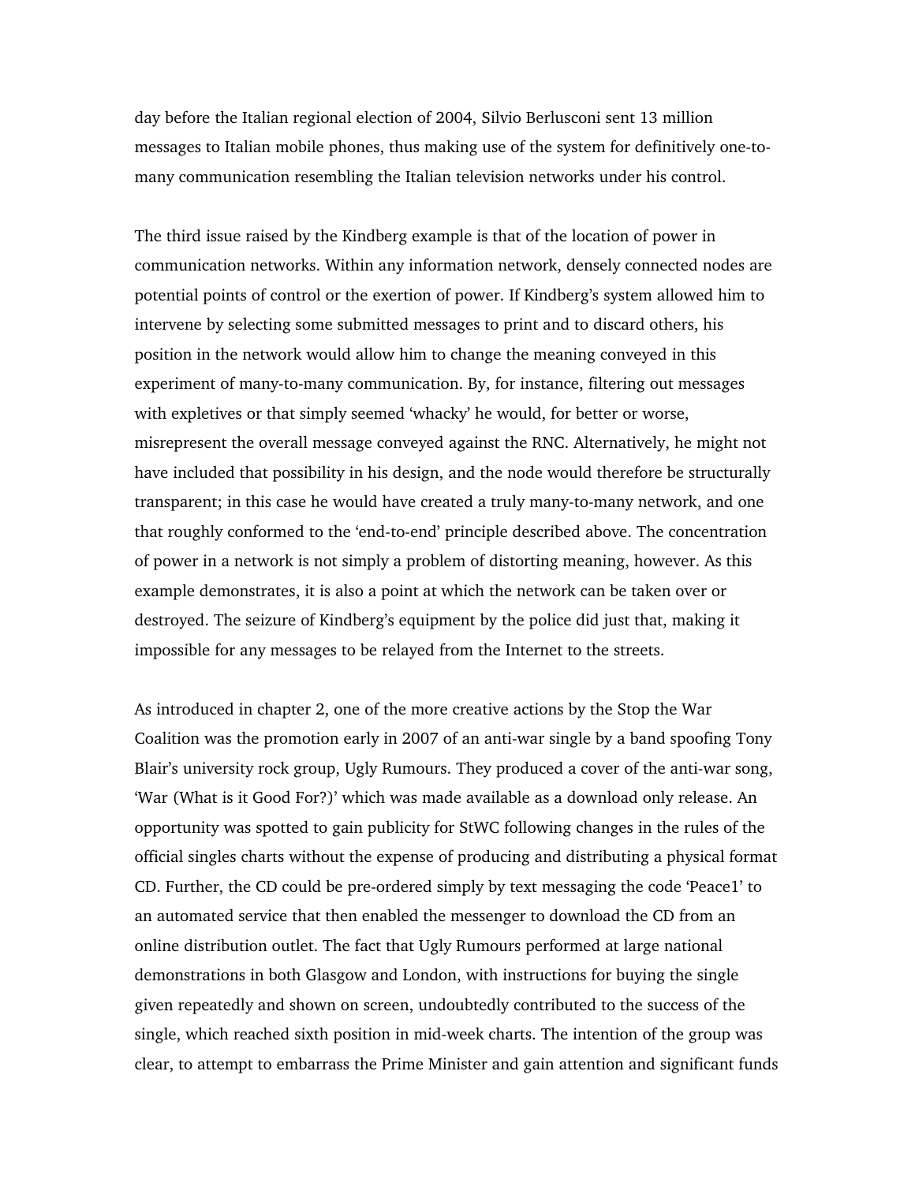day before the Italian regional election of 2004, Silvio Berlusconi sent 13 million messages to Italian mobile phones, thus making use of the system for definitively one-to-many communication resembling the Italian television networks under his control.

The third issue raised by the Kindberg example is that of the location of power in communication networks. Within any information network, densely connected nodes are potential points of control or the exertion of power. If Kindberg's system allowed him to intervene by selecting some submitted messages to print and to discard others, his position in the network would allow him to change the meaning conveyed in this experiment of many-to-many communication. By, for instance, filtering out messages with expletives or that simply seemed 'whacky' he would, for better or worse, misrepresent the overall message conveyed against the RNC. Alternatively, he might not have included that possibility in his design, and the node would therefore be structurally transparent; in this case he would have created a truly many-to-many network, and one that roughly conformed to the 'end-to-end' principle described above. The concentration of power in a network is not simply a problem of distorting meaning, however. As this example demonstrates, it is also a point at which the network can be taken over or destroyed. The seizure of Kindberg's equipment by the police did just that, making it impossible for any messages to be relayed from the Internet to the streets.

As introduced in chapter 2, one of the more creative actions by the Stop the War Coalition was the promotion early in 2007 of an anti-war single by a band spoofing Tony Blair's university rock group, Ugly Rumours. They produced a cover of the anti-war song, 'War (What is it Good For?)' which was made available as a download only release. An opportunity was spotted to gain publicity for StWC following changes in the rules of the official singles charts without the expense of producing and distributing a physical format CD. Further, the CD could be pre-ordered simply by text messaging the code 'Peace1' to an automated service that then enabled the messenger to download the CD from an online distribution outlet. The fact that Ugly Rumours performed at large national demonstrations in both Glasgow and London, with instructions for buying the single given repeatedly and shown on screen, undoubtedly contributed to the success of the single, which reached sixth position in mid-week charts. The intention of the group was clear, to attempt to embarrass the Prime Minister and gain attention and significant funds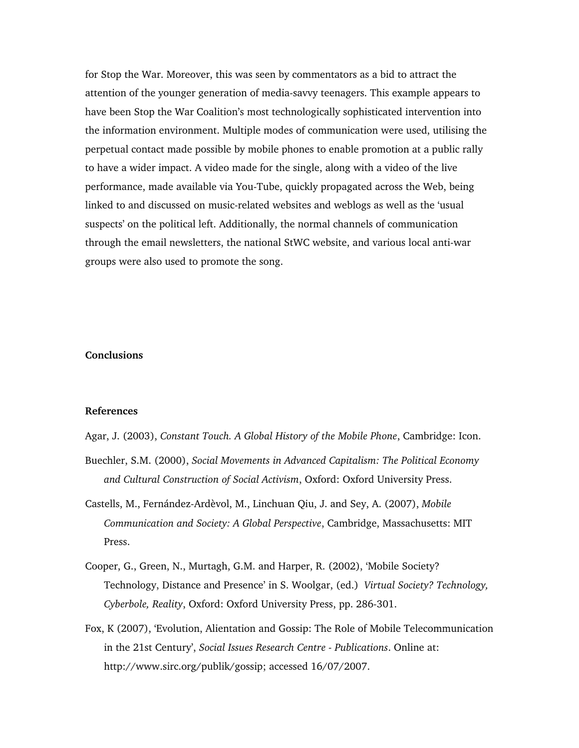for Stop the War. Moreover, this was seen by commentators as a bid to attract the attention of the younger generation of media-savvy teenagers. This example appears to have been Stop the War Coalition's most technologically sophisticated intervention into the information environment. Multiple modes of communication were used, utilising the perpetual contact made possible by mobile phones to enable promotion at a public rally to have a wider impact. A video made for the single, along with a video of the live performance, made available via You-Tube, quickly propagated across the Web, being linked to and discussed on music-related websites and weblogs as well as the 'usual suspects' on the political left. Additionally, the normal channels of communication through the email newsletters, the national StWC website, and various local anti-war groups were also used to promote the song.

**Conclusions**

**References**

Agar, J. (2003), *Constant Touch. A Global History of the Mobile Phone*, Cambridge: Icon.

Buechler, S.M. (2000), *Social Movements in Advanced Capitalism: The Political Economy and Cultural Construction of Social Activism*, Oxford: Oxford University Press.

Castells, M., Fernández-Ardèvol, M., Linchuan Qiu, J. and Sey, A. (2007), *Mobile Communication and Society: A Global Perspective*, Cambridge, Massachusetts: MIT Press.

Cooper, G., Green, N., Murtagh, G.M. and Harper, R. (2002), 'Mobile Society? Technology, Distance and Presence' in S. Woolgar, (ed.) *Virtual Society? Technology, Cyberbole, Reality*, Oxford: Oxford University Press, pp. 286-301.

Fox, K (2007), 'Evolution, Alientation and Gossip: The Role of Mobile Telecommunication in the 21st Century', *Social Issues Research Centre - Publications*. Online at: http://www.sirc.org/publik/gossip; accessed 16/07/2007.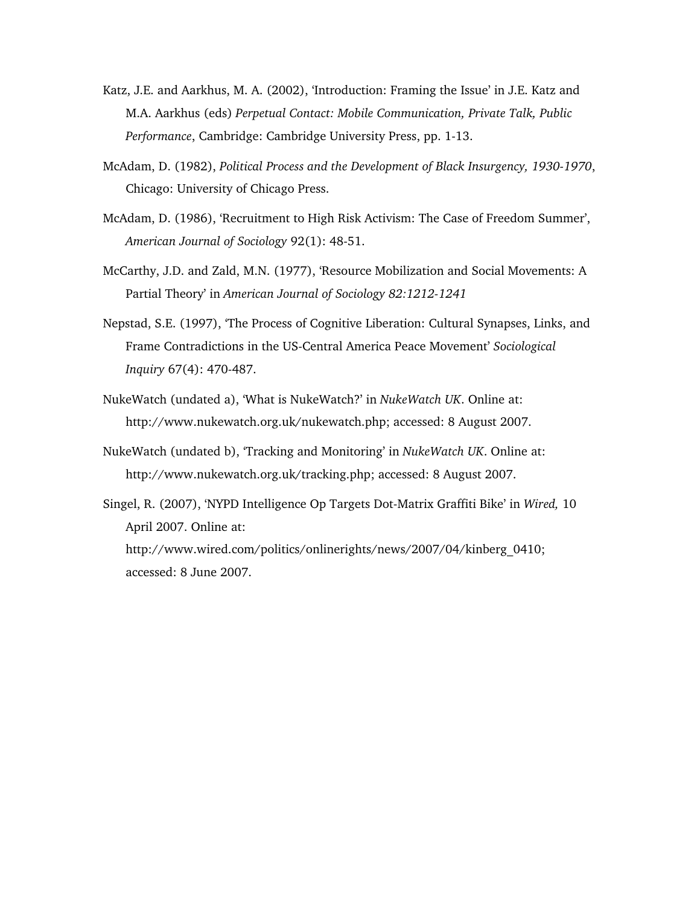Katz, J.E. and Aarkhus, M. A. (2002), 'Introduction: Framing the Issue' in J.E. Katz and M.A. Aarkhus (eds) *Perpetual Contact: Mobile Communication, Private Talk, Public Performance*, Cambridge: Cambridge University Press, pp. 1-13.

McAdam, D. (1982), *Political Process and the Development of Black Insurgency, 1930-1970*, Chicago: University of Chicago Press.

McAdam, D. (1986), 'Recruitment to High Risk Activism: The Case of Freedom Summer', *American Journal of Sociology* 92(1): 48-51.

McCarthy, J.D. and Zald, M.N. (1977), 'Resource Mobilization and Social Movements: A Partial Theory' in *American Journal of Sociology 82:1212-1241*

Nepstad, S.E. (1997), 'The Process of Cognitive Liberation: Cultural Synapses, Links, and Frame Contradictions in the US-Central America Peace Movement' *Sociological Inquiry* 67(4): 470-487.

NukeWatch (undated a), 'What is NukeWatch?' in *NukeWatch UK*. Online at: http://www.nukewatch.org.uk/nukewatch.php; accessed: 8 August 2007.

NukeWatch (undated b), 'Tracking and Monitoring' in *NukeWatch UK*. Online at: http://www.nukewatch.org.uk/tracking.php; accessed: 8 August 2007.

Singel, R. (2007), 'NYPD Intelligence Op Targets Dot-Matrix Graffiti Bike' in *Wired,* 10 April 2007. Online at: http://www.wired.com/politics/onlinerights/news/2007/04/kinberg_0410; accessed: 8 June 2007.